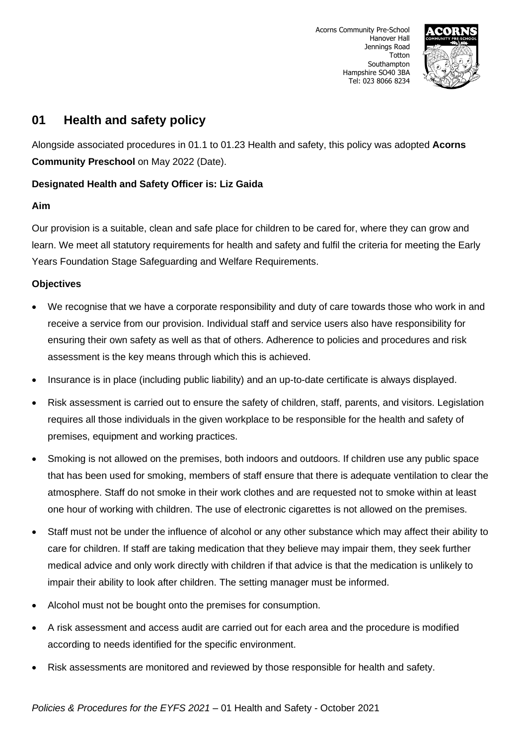Acorns Community Pre-School
Hanover Hall
Jennings Road
Totton
Southampton
Hampshire SO40 3BA
Tel: 023 8066 8234

## 01 Health and safety policy

Alongside associated procedures in 01.1 to 01.23 Health and safety, this policy was adopted **Acorns Community Preschool** on May 2022 (Date).

**Designated Health and Safety Officer is: Liz Gaida**

**Aim**

Our provision is a suitable, clean and safe place for children to be cared for, where they can grow and learn. We meet all statutory requirements for health and safety and fulfil the criteria for meeting the Early Years Foundation Stage Safeguarding and Welfare Requirements.

**Objectives**

- We recognise that we have a corporate responsibility and duty of care towards those who work in and receive a service from our provision. Individual staff and service users also have responsibility for ensuring their own safety as well as that of others. Adherence to policies and procedures and risk assessment is the key means through which this is achieved.
- Insurance is in place (including public liability) and an up-to-date certificate is always displayed.
- Risk assessment is carried out to ensure the safety of children, staff, parents, and visitors. Legislation requires all those individuals in the given workplace to be responsible for the health and safety of premises, equipment and working practices.
- Smoking is not allowed on the premises, both indoors and outdoors. If children use any public space that has been used for smoking, members of staff ensure that there is adequate ventilation to clear the atmosphere. Staff do not smoke in their work clothes and are requested not to smoke within at least one hour of working with children. The use of electronic cigarettes is not allowed on the premises.
- Staff must not be under the influence of alcohol or any other substance which may affect their ability to care for children. If staff are taking medication that they believe may impair them, they seek further medical advice and only work directly with children if that advice is that the medication is unlikely to impair their ability to look after children. The setting manager must be informed.
- Alcohol must not be bought onto the premises for consumption.
- A risk assessment and access audit are carried out for each area and the procedure is modified according to needs identified for the specific environment.
- Risk assessments are monitored and reviewed by those responsible for health and safety.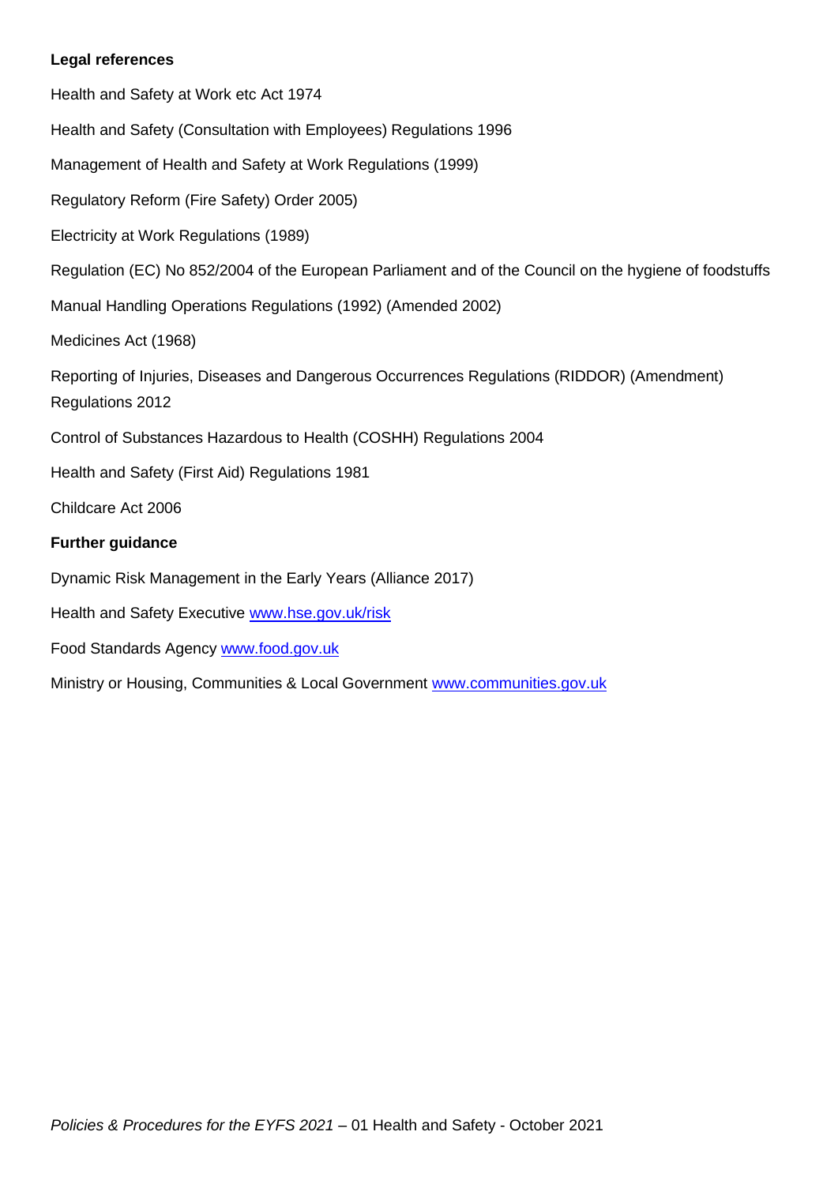**Legal references**

Health and Safety at Work etc Act 1974

Health and Safety (Consultation with Employees) Regulations 1996

Management of Health and Safety at Work Regulations (1999)

Regulatory Reform (Fire Safety) Order 2005)

Electricity at Work Regulations (1989)

Regulation (EC) No 852/2004 of the European Parliament and of the Council on the hygiene of foodstuffs

Manual Handling Operations Regulations (1992) (Amended 2002)

Medicines Act (1968)

Reporting of Injuries, Diseases and Dangerous Occurrences Regulations (RIDDOR) (Amendment) Regulations 2012

Control of Substances Hazardous to Health (COSHH) Regulations 2004

Health and Safety (First Aid) Regulations 1981

Childcare Act 2006

**Further guidance**

Dynamic Risk Management in the Early Years (Alliance 2017)

Health and Safety Executive [www.hse.gov.uk/risk](www.hse.gov.uk/risk)

Food Standards Agency [www.food.gov.uk](www.food.gov.uk)

Ministry or Housing, Communities & Local Government [www.communities.gov.uk](www.communities.gov.uk)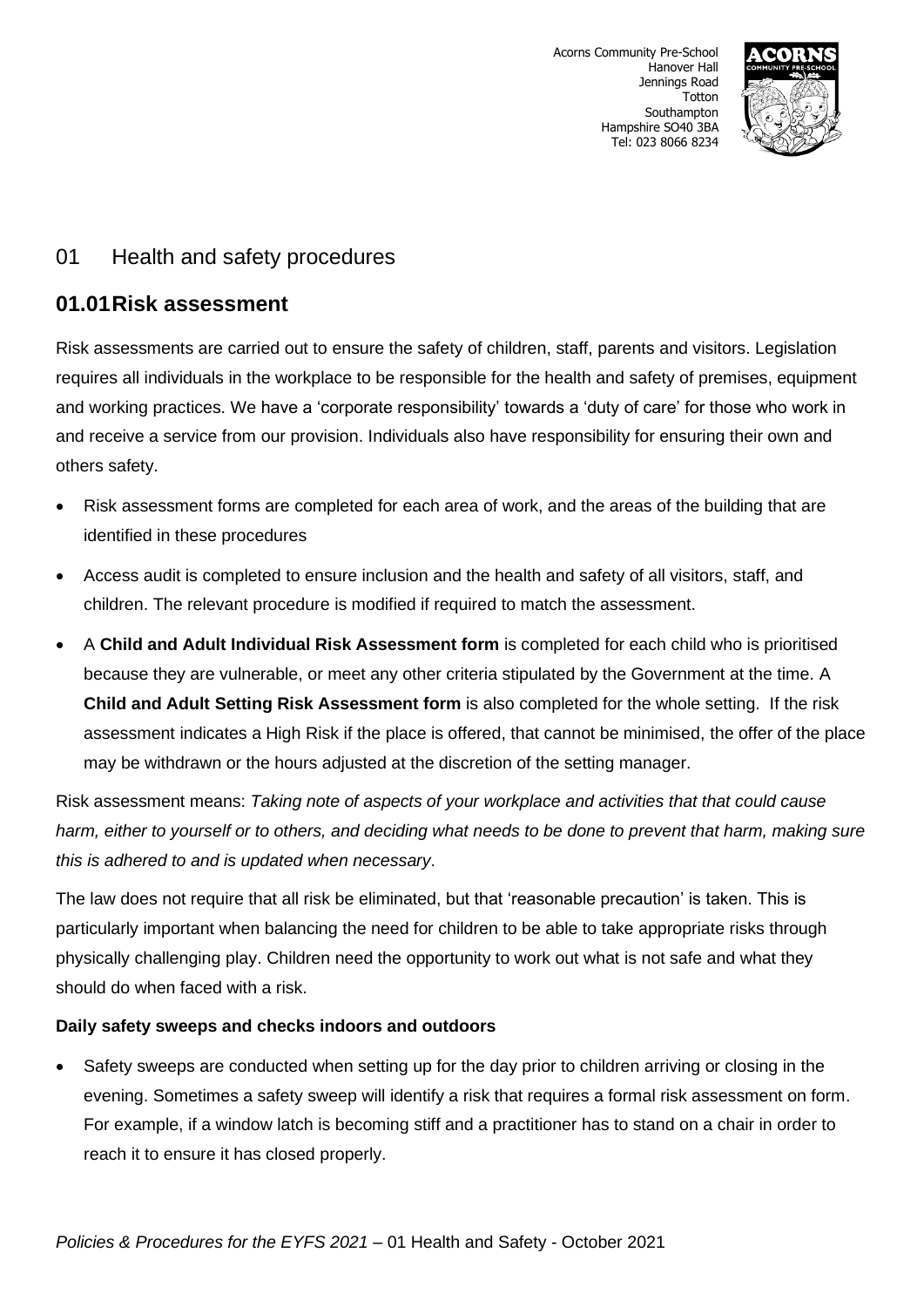## 01 Health and safety procedures

## 01.01 Risk assessment

Risk assessments are carried out to ensure the safety of children, staff, parents and visitors. Legislation requires all individuals in the workplace to be responsible for the health and safety of premises, equipment and working practices. We have a 'corporate responsibility' towards a 'duty of care' for those who work in and receive a service from our provision. Individuals also have responsibility for ensuring their own and others safety.

- Risk assessment forms are completed for each area of work, and the areas of the building that are identified in these procedures
- Access audit is completed to ensure inclusion and the health and safety of all visitors, staff, and children. The relevant procedure is modified if required to match the assessment.
- A **Child and Adult Individual Risk Assessment form** is completed for each child who is prioritised because they are vulnerable, or meet any other criteria stipulated by the Government at the time. A **Child and Adult Setting Risk Assessment form** is also completed for the whole setting. If the risk assessment indicates a High Risk if the place is offered, that cannot be minimised, the offer of the place may be withdrawn or the hours adjusted at the discretion of the setting manager.

Risk assessment means: *Taking note of aspects of your workplace and activities that that could cause harm, either to yourself or to others, and deciding what needs to be done to prevent that harm, making sure this is adhered to and is updated when necessary*.

The law does not require that all risk be eliminated, but that 'reasonable precaution' is taken. This is particularly important when balancing the need for children to be able to take appropriate risks through physically challenging play. Children need the opportunity to work out what is not safe and what they should do when faced with a risk.

**Daily safety sweeps and checks indoors and outdoors**

- Safety sweeps are conducted when setting up for the day prior to children arriving or closing in the evening. Sometimes a safety sweep will identify a risk that requires a formal risk assessment on form. For example, if a window latch is becoming stiff and a practitioner has to stand on a chair in order to reach it to ensure it has closed properly.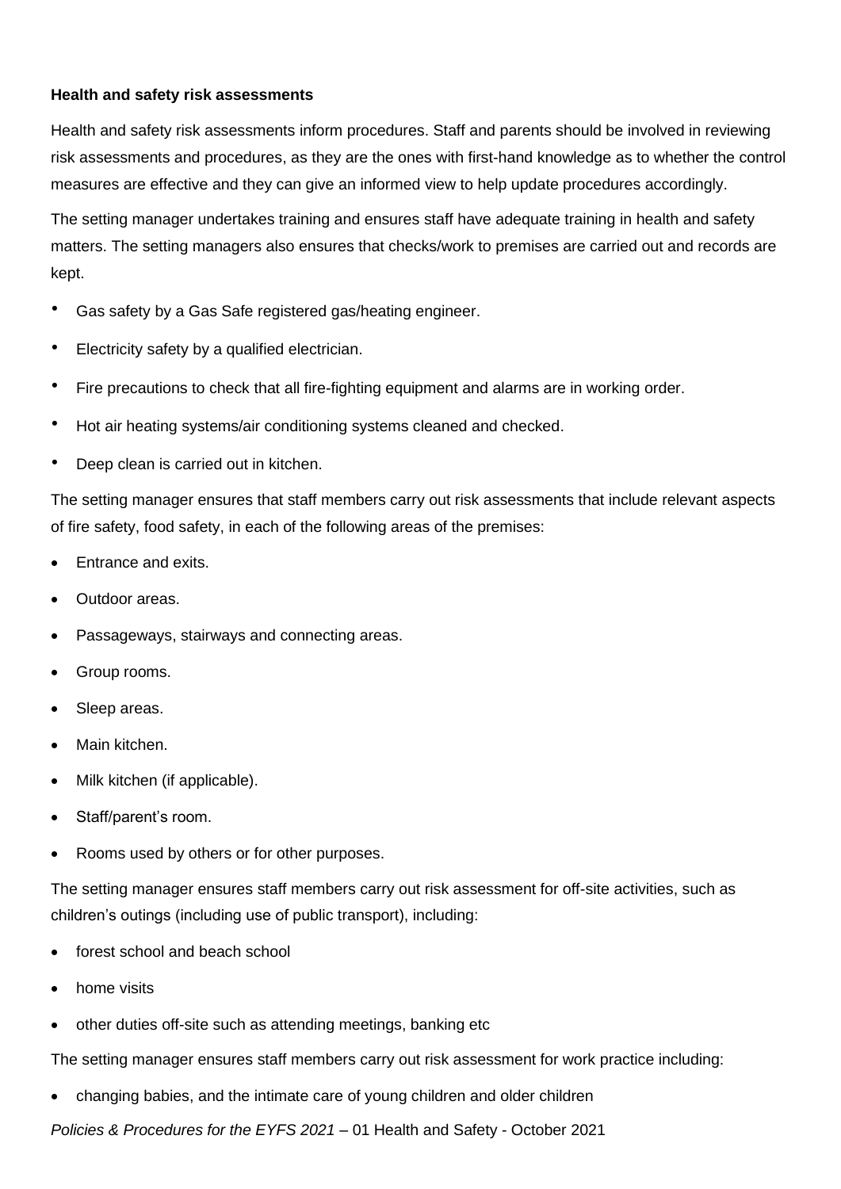**Health and safety risk assessments**

Health and safety risk assessments inform procedures. Staff and parents should be involved in reviewing risk assessments and procedures, as they are the ones with first-hand knowledge as to whether the control measures are effective and they can give an informed view to help update procedures accordingly.

The setting manager undertakes training and ensures staff have adequate training in health and safety matters. The setting managers also ensures that checks/work to premises are carried out and records are kept.

- Gas safety by a Gas Safe registered gas/heating engineer.
- Electricity safety by a qualified electrician.
- Fire precautions to check that all fire-fighting equipment and alarms are in working order.
- Hot air heating systems/air conditioning systems cleaned and checked.
- Deep clean is carried out in kitchen.

The setting manager ensures that staff members carry out risk assessments that include relevant aspects of fire safety, food safety, in each of the following areas of the premises:

- Entrance and exits.
- Outdoor areas.
- Passageways, stairways and connecting areas.
- Group rooms.
- Sleep areas.
- Main kitchen.
- Milk kitchen (if applicable).
- Staff/parent's room.
- Rooms used by others or for other purposes.

The setting manager ensures staff members carry out risk assessment for off-site activities, such as children's outings (including use of public transport), including:

- forest school and beach school
- home visits
- other duties off-site such as attending meetings, banking etc

The setting manager ensures staff members carry out risk assessment for work practice including:

- changing babies, and the intimate care of young children and older children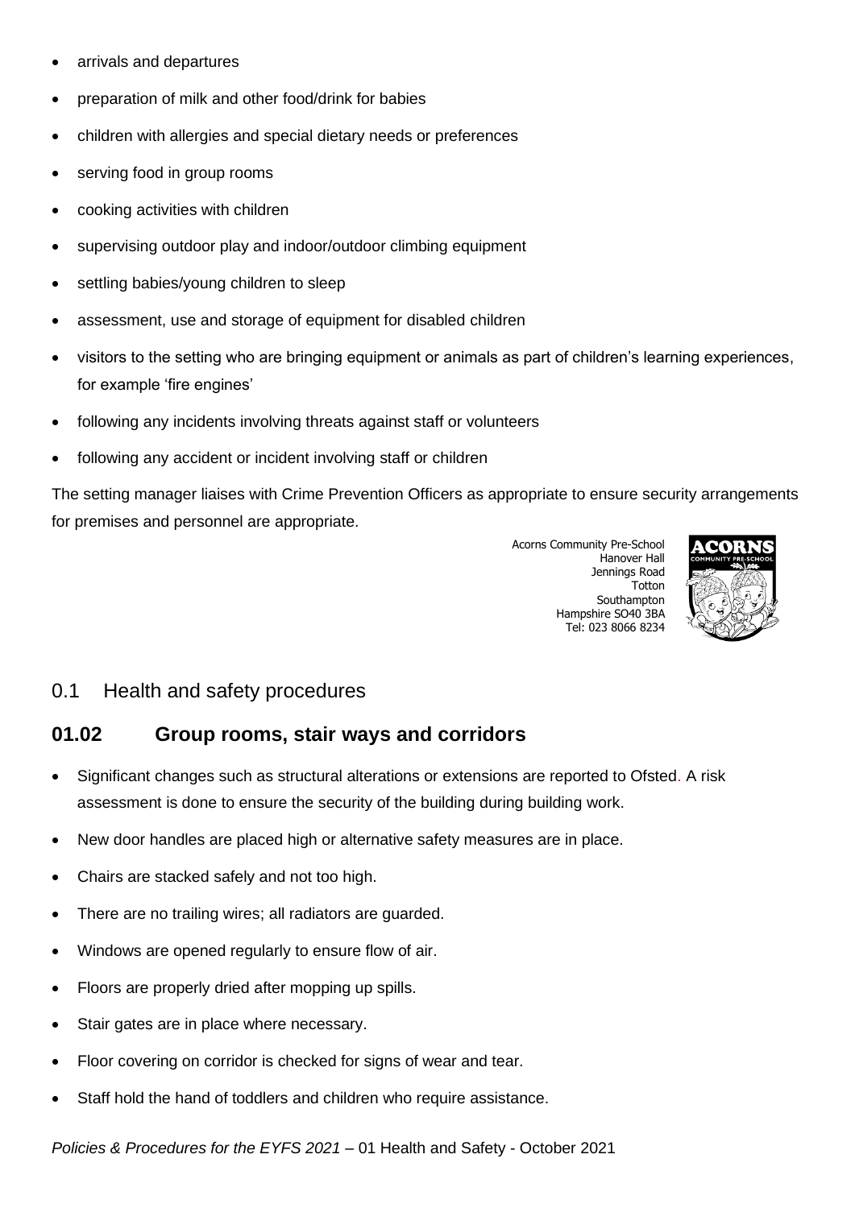- arrivals and departures
- preparation of milk and other food/drink for babies
- children with allergies and special dietary needs or preferences
- serving food in group rooms
- cooking activities with children
- supervising outdoor play and indoor/outdoor climbing equipment
- settling babies/young children to sleep
- assessment, use and storage of equipment for disabled children
- visitors to the setting who are bringing equipment or animals as part of children's learning experiences, for example 'fire engines'
- following any incidents involving threats against staff or volunteers
- following any accident or incident involving staff or children

The setting manager liaises with Crime Prevention Officers as appropriate to ensure security arrangements for premises and personnel are appropriate.

Acorns Community Pre-School
Hanover Hall
Jennings Road
Totton
Southampton
Hampshire SO40 3BA
Tel: 023 8066 8234

## 0.1 Health and safety procedures

## 01.02 Group rooms, stair ways and corridors

- Significant changes such as structural alterations or extensions are reported to Ofsted. A risk assessment is done to ensure the security of the building during building work.
- New door handles are placed high or alternative safety measures are in place.
- Chairs are stacked safely and not too high.
- There are no trailing wires; all radiators are guarded.
- Windows are opened regularly to ensure flow of air.
- Floors are properly dried after mopping up spills.
- Stair gates are in place where necessary.
- Floor covering on corridor is checked for signs of wear and tear.
- Staff hold the hand of toddlers and children who require assistance.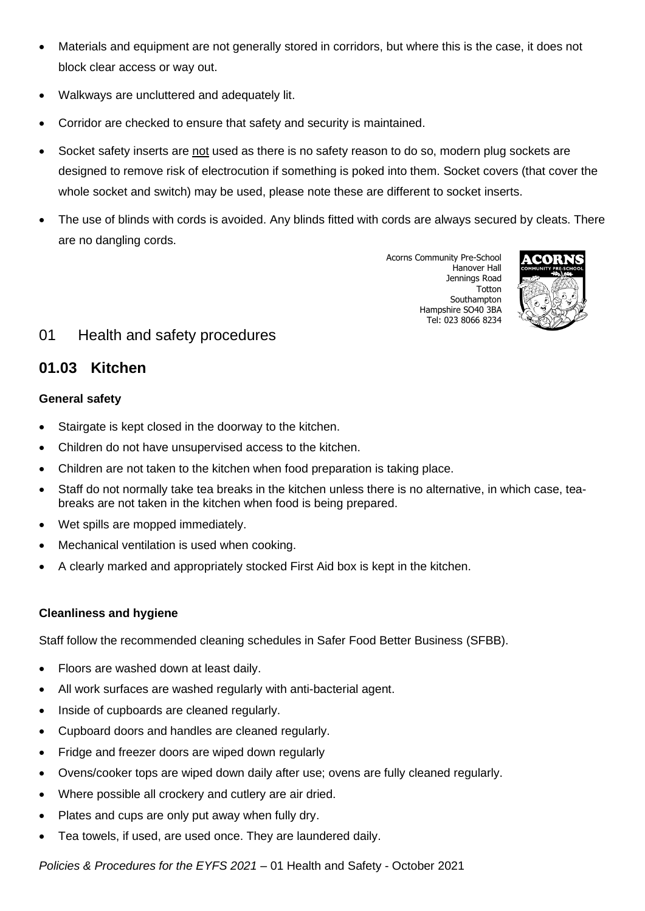- Materials and equipment are not generally stored in corridors, but where this is the case, it does not block clear access or way out.
- Walkways are uncluttered and adequately lit.
- Corridor are checked to ensure that safety and security is maintained.
- Socket safety inserts are not used as there is no safety reason to do so, modern plug sockets are designed to remove risk of electrocution if something is poked into them. Socket covers (that cover the whole socket and switch) may be used, please note these are different to socket inserts.
- The use of blinds with cords is avoided. Any blinds fitted with cords are always secured by cleats. There are no dangling cords.

Acorns Community Pre-School
Hanover Hall
Jennings Road
Totton
Southampton
Hampshire SO40 3BA
Tel: 023 8066 8234

## 01 Health and safety procedures

## 01.03 Kitchen

### General safety

- Stairgate is kept closed in the doorway to the kitchen.
- Children do not have unsupervised access to the kitchen.
- Children are not taken to the kitchen when food preparation is taking place.
- Staff do not normally take tea breaks in the kitchen unless there is no alternative, in which case, tea-breaks are not taken in the kitchen when food is being prepared.
- Wet spills are mopped immediately.
- Mechanical ventilation is used when cooking.
- A clearly marked and appropriately stocked First Aid box is kept in the kitchen.

### Cleanliness and hygiene

Staff follow the recommended cleaning schedules in Safer Food Better Business (SFBB).

- Floors are washed down at least daily.
- All work surfaces are washed regularly with anti-bacterial agent.
- Inside of cupboards are cleaned regularly.
- Cupboard doors and handles are cleaned regularly.
- Fridge and freezer doors are wiped down regularly
- Ovens/cooker tops are wiped down daily after use; ovens are fully cleaned regularly.
- Where possible all crockery and cutlery are air dried.
- Plates and cups are only put away when fully dry.
- Tea towels, if used, are used once. They are laundered daily.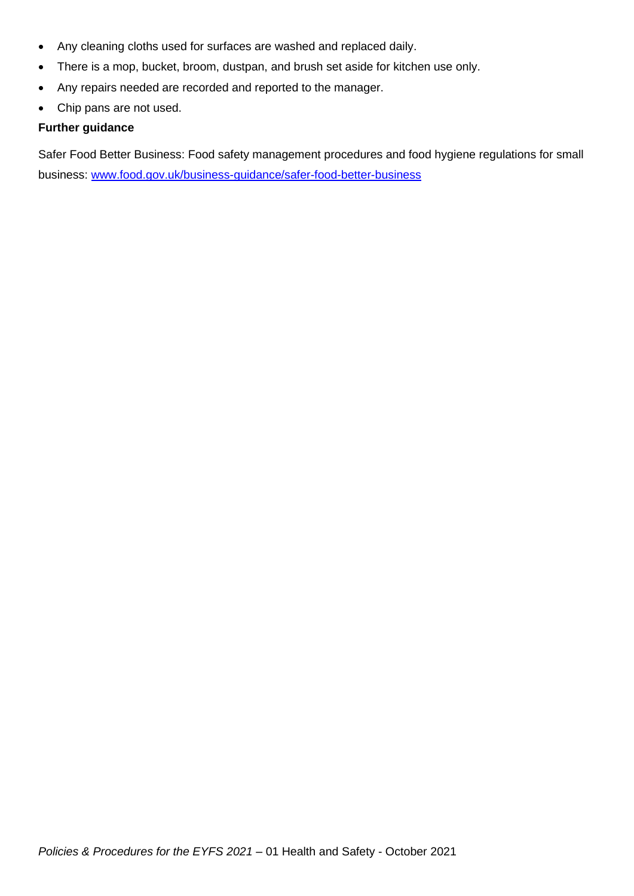- Any cleaning cloths used for surfaces are washed and replaced daily.
- There is a mop, bucket, broom, dustpan, and brush set aside for kitchen use only.
- Any repairs needed are recorded and reported to the manager.
- Chip pans are not used.

**Further guidance**

Safer Food Better Business: Food safety management procedures and food hygiene regulations for small business: [www.food.gov.uk/business-guidance/safer-food-better-business](http://www.food.gov.uk/business-guidance/safer-food-better-business)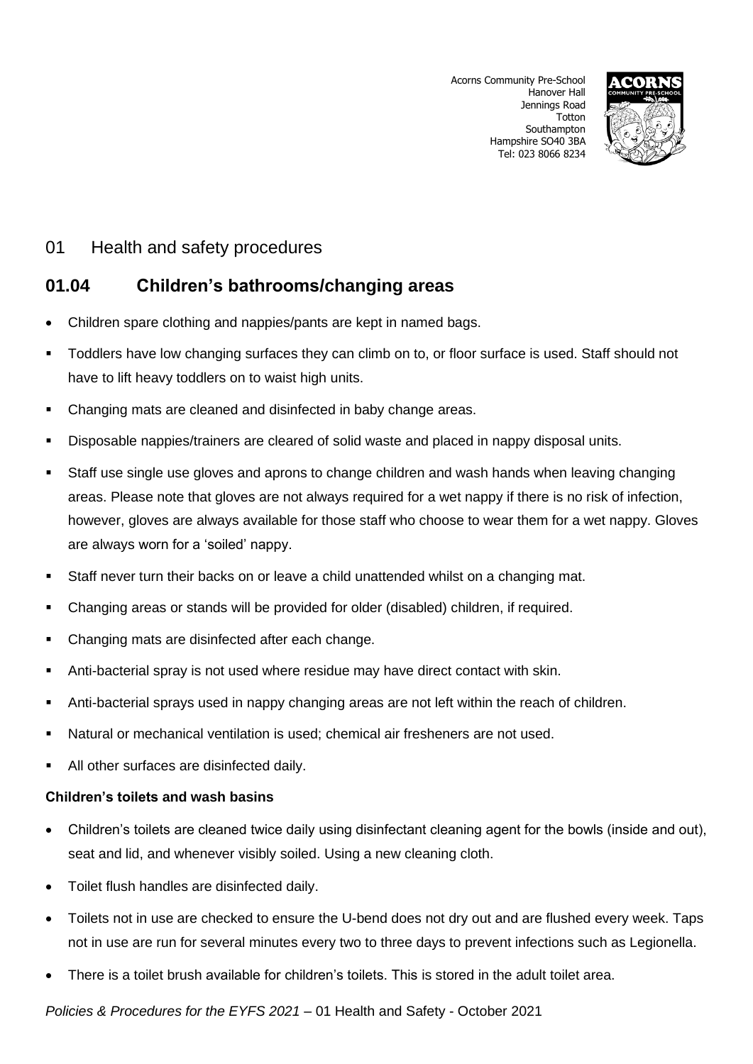Acorns Community Pre-School
Hanover Hall
Jennings Road
Totton
Southampton
Hampshire SO40 3BA
Tel: 023 8066 8234

## 01 Health and safety procedures

## 01.04 Children's bathrooms/changing areas

- Children spare clothing and nappies/pants are kept in named bags.
- Toddlers have low changing surfaces they can climb on to, or floor surface is used. Staff should not have to lift heavy toddlers on to waist high units.
- Changing mats are cleaned and disinfected in baby change areas.
- Disposable nappies/trainers are cleared of solid waste and placed in nappy disposal units.
- Staff use single use gloves and aprons to change children and wash hands when leaving changing areas. Please note that gloves are not always required for a wet nappy if there is no risk of infection, however, gloves are always available for those staff who choose to wear them for a wet nappy. Gloves are always worn for a 'soiled' nappy.
- Staff never turn their backs on or leave a child unattended whilst on a changing mat.
- Changing areas or stands will be provided for older (disabled) children, if required.
- Changing mats are disinfected after each change.
- Anti-bacterial spray is not used where residue may have direct contact with skin.
- Anti-bacterial sprays used in nappy changing areas are not left within the reach of children.
- Natural or mechanical ventilation is used; chemical air fresheners are not used.
- All other surfaces are disinfected daily.

**Children's toilets and wash basins**

- Children's toilets are cleaned twice daily using disinfectant cleaning agent for the bowls (inside and out), seat and lid, and whenever visibly soiled. Using a new cleaning cloth.
- Toilet flush handles are disinfected daily.
- Toilets not in use are checked to ensure the U-bend does not dry out and are flushed every week. Taps not in use are run for several minutes every two to three days to prevent infections such as Legionella.
- There is a toilet brush available for children's toilets. This is stored in the adult toilet area.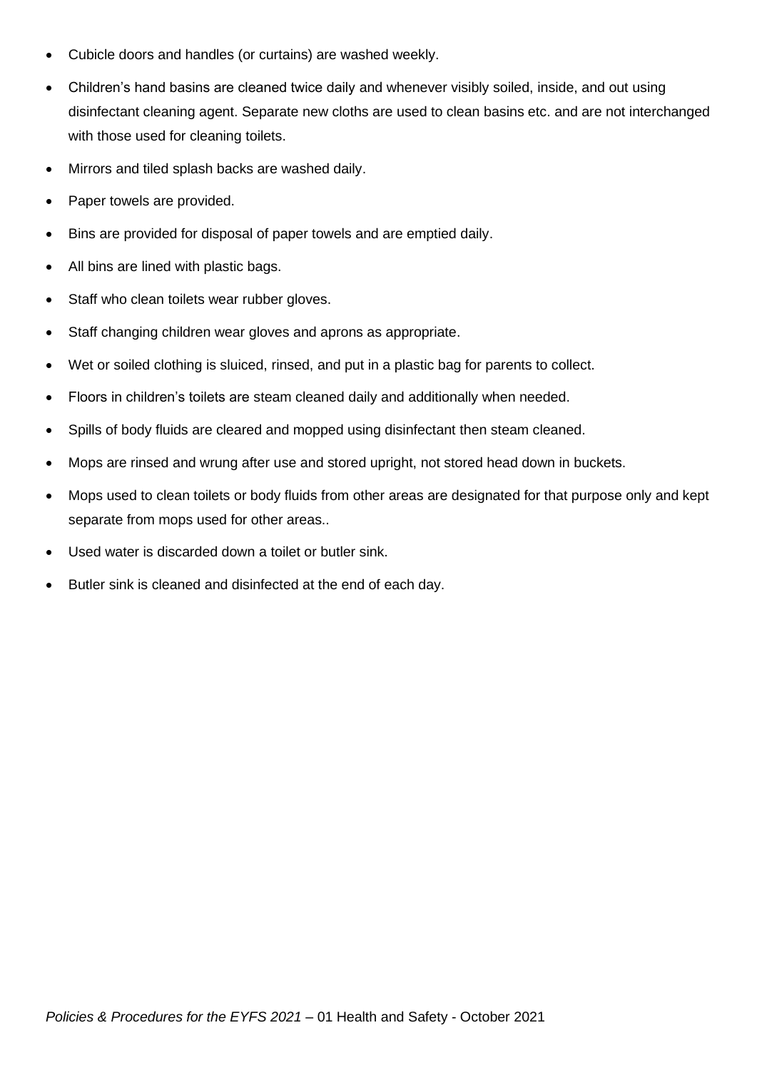- Cubicle doors and handles (or curtains) are washed weekly.
- Children's hand basins are cleaned twice daily and whenever visibly soiled, inside, and out using disinfectant cleaning agent. Separate new cloths are used to clean basins etc. and are not interchanged with those used for cleaning toilets.
- Mirrors and tiled splash backs are washed daily.
- Paper towels are provided.
- Bins are provided for disposal of paper towels and are emptied daily.
- All bins are lined with plastic bags.
- Staff who clean toilets wear rubber gloves.
- Staff changing children wear gloves and aprons as appropriate.
- Wet or soiled clothing is sluiced, rinsed, and put in a plastic bag for parents to collect.
- Floors in children's toilets are steam cleaned daily and additionally when needed.
- Spills of body fluids are cleared and mopped using disinfectant then steam cleaned.
- Mops are rinsed and wrung after use and stored upright, not stored head down in buckets.
- Mops used to clean toilets or body fluids from other areas are designated for that purpose only and kept separate from mops used for other areas..
- Used water is discarded down a toilet or butler sink.
- Butler sink is cleaned and disinfected at the end of each day.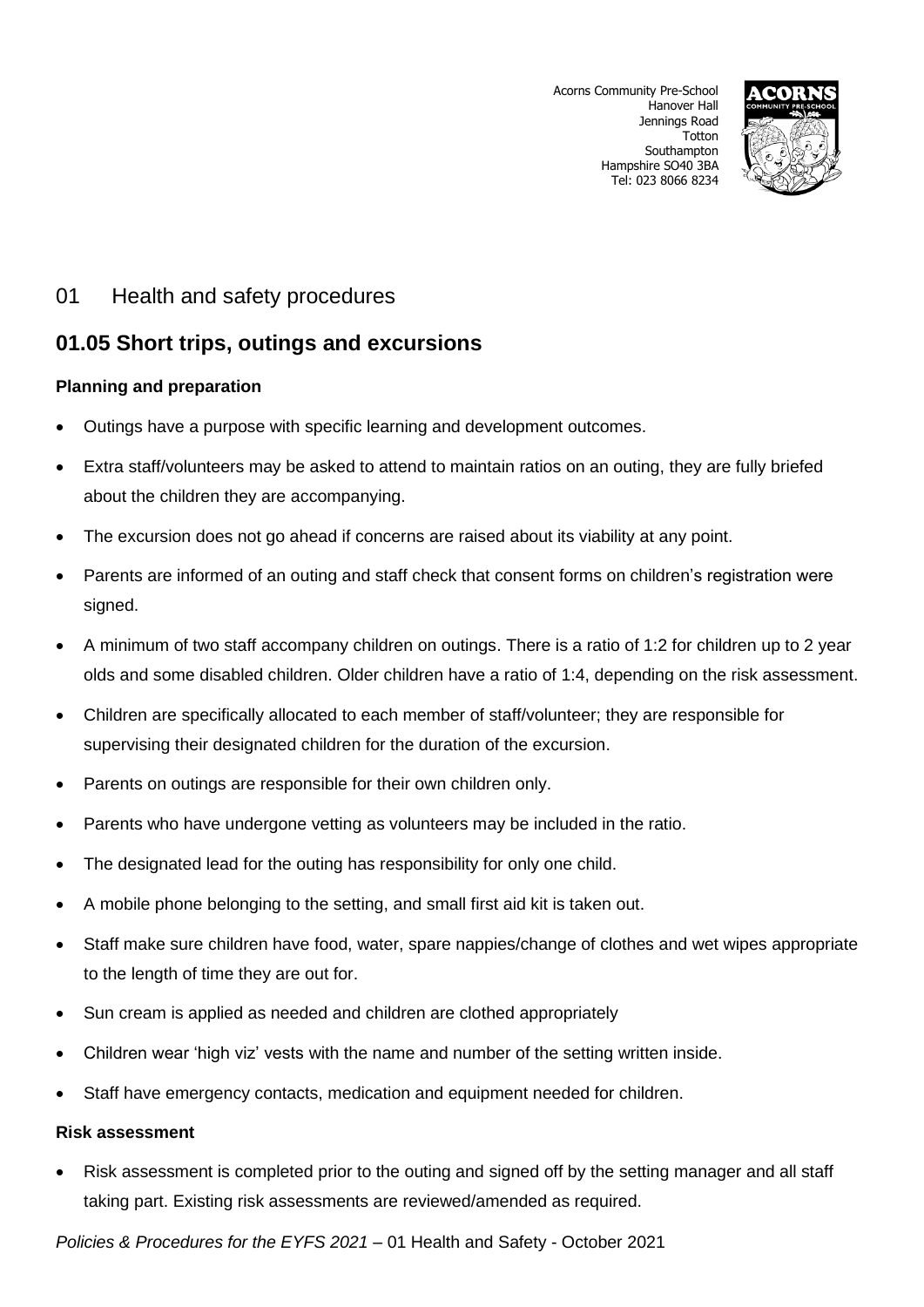# 01 Health and safety procedures

## 01.05 Short trips, outings and excursions

**Planning and preparation**

- Outings have a purpose with specific learning and development outcomes.
- Extra staff/volunteers may be asked to attend to maintain ratios on an outing, they are fully briefed about the children they are accompanying.
- The excursion does not go ahead if concerns are raised about its viability at any point.
- Parents are informed of an outing and staff check that consent forms on children's registration were signed.
- A minimum of two staff accompany children on outings. There is a ratio of 1:2 for children up to 2 year olds and some disabled children. Older children have a ratio of 1:4, depending on the risk assessment.
- Children are specifically allocated to each member of staff/volunteer; they are responsible for supervising their designated children for the duration of the excursion.
- Parents on outings are responsible for their own children only.
- Parents who have undergone vetting as volunteers may be included in the ratio.
- The designated lead for the outing has responsibility for only one child.
- A mobile phone belonging to the setting, and small first aid kit is taken out.
- Staff make sure children have food, water, spare nappies/change of clothes and wet wipes appropriate to the length of time they are out for.
- Sun cream is applied as needed and children are clothed appropriately
- Children wear 'high viz' vests with the name and number of the setting written inside.
- Staff have emergency contacts, medication and equipment needed for children.

**Risk assessment**

- Risk assessment is completed prior to the outing and signed off by the setting manager and all staff taking part. Existing risk assessments are reviewed/amended as required.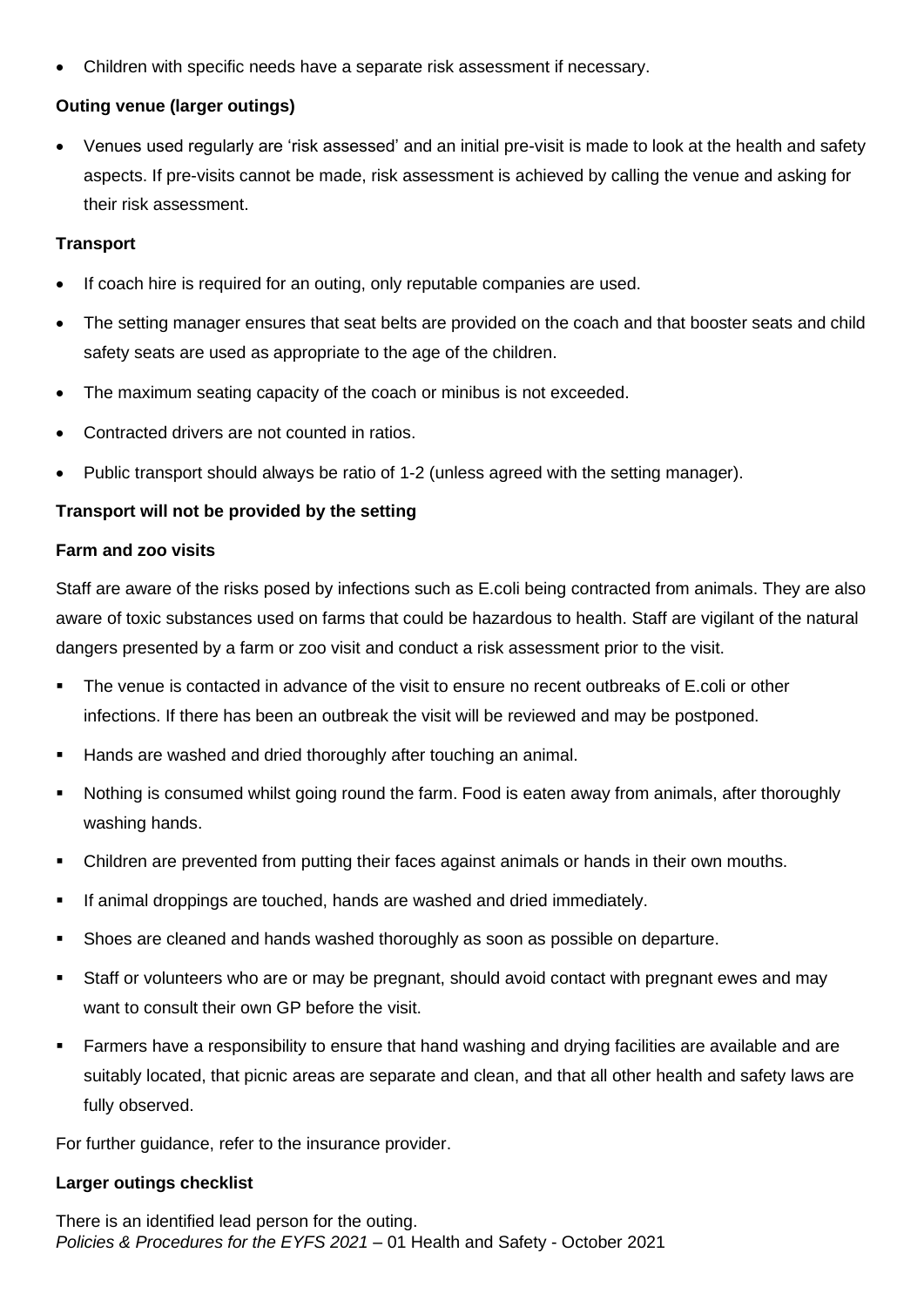- Children with specific needs have a separate risk assessment if necessary.

**Outing venue (larger outings)**

- Venues used regularly are 'risk assessed' and an initial pre-visit is made to look at the health and safety aspects. If pre-visits cannot be made, risk assessment is achieved by calling the venue and asking for their risk assessment.

**Transport**

- If coach hire is required for an outing, only reputable companies are used.
- The setting manager ensures that seat belts are provided on the coach and that booster seats and child safety seats are used as appropriate to the age of the children.
- The maximum seating capacity of the coach or minibus is not exceeded.
- Contracted drivers are not counted in ratios.
- Public transport should always be ratio of 1-2 (unless agreed with the setting manager).

**Transport will not be provided by the setting**

**Farm and zoo visits**

Staff are aware of the risks posed by infections such as E.coli being contracted from animals. They are also aware of toxic substances used on farms that could be hazardous to health. Staff are vigilant of the natural dangers presented by a farm or zoo visit and conduct a risk assessment prior to the visit.

- The venue is contacted in advance of the visit to ensure no recent outbreaks of E.coli or other infections. If there has been an outbreak the visit will be reviewed and may be postponed.
- Hands are washed and dried thoroughly after touching an animal.
- Nothing is consumed whilst going round the farm. Food is eaten away from animals, after thoroughly washing hands.
- Children are prevented from putting their faces against animals or hands in their own mouths.
- If animal droppings are touched, hands are washed and dried immediately.
- Shoes are cleaned and hands washed thoroughly as soon as possible on departure.
- Staff or volunteers who are or may be pregnant, should avoid contact with pregnant ewes and may want to consult their own GP before the visit.
- Farmers have a responsibility to ensure that hand washing and drying facilities are available and are suitably located, that picnic areas are separate and clean, and that all other health and safety laws are fully observed.

For further guidance, refer to the insurance provider.

**Larger outings checklist**

There is an identified lead person for the outing.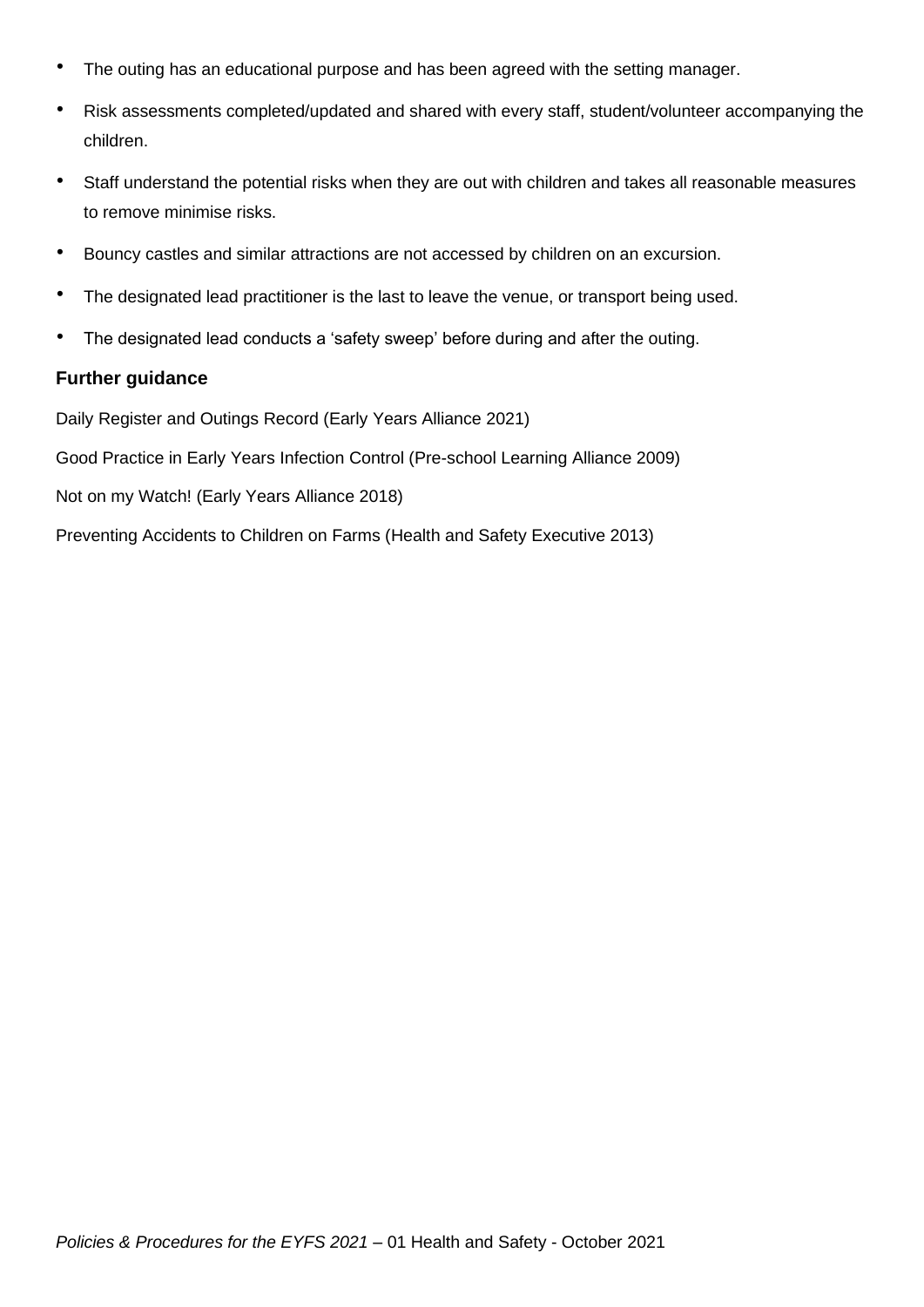- The outing has an educational purpose and has been agreed with the setting manager.
- Risk assessments completed/updated and shared with every staff, student/volunteer accompanying the children.
- Staff understand the potential risks when they are out with children and takes all reasonable measures to remove minimise risks.
- Bouncy castles and similar attractions are not accessed by children on an excursion.
- The designated lead practitioner is the last to leave the venue, or transport being used.
- The designated lead conducts a 'safety sweep' before during and after the outing.

**Further guidance**

Daily Register and Outings Record (Early Years Alliance 2021)

Good Practice in Early Years Infection Control (Pre-school Learning Alliance 2009)

Not on my Watch! (Early Years Alliance 2018)

Preventing Accidents to Children on Farms (Health and Safety Executive 2013)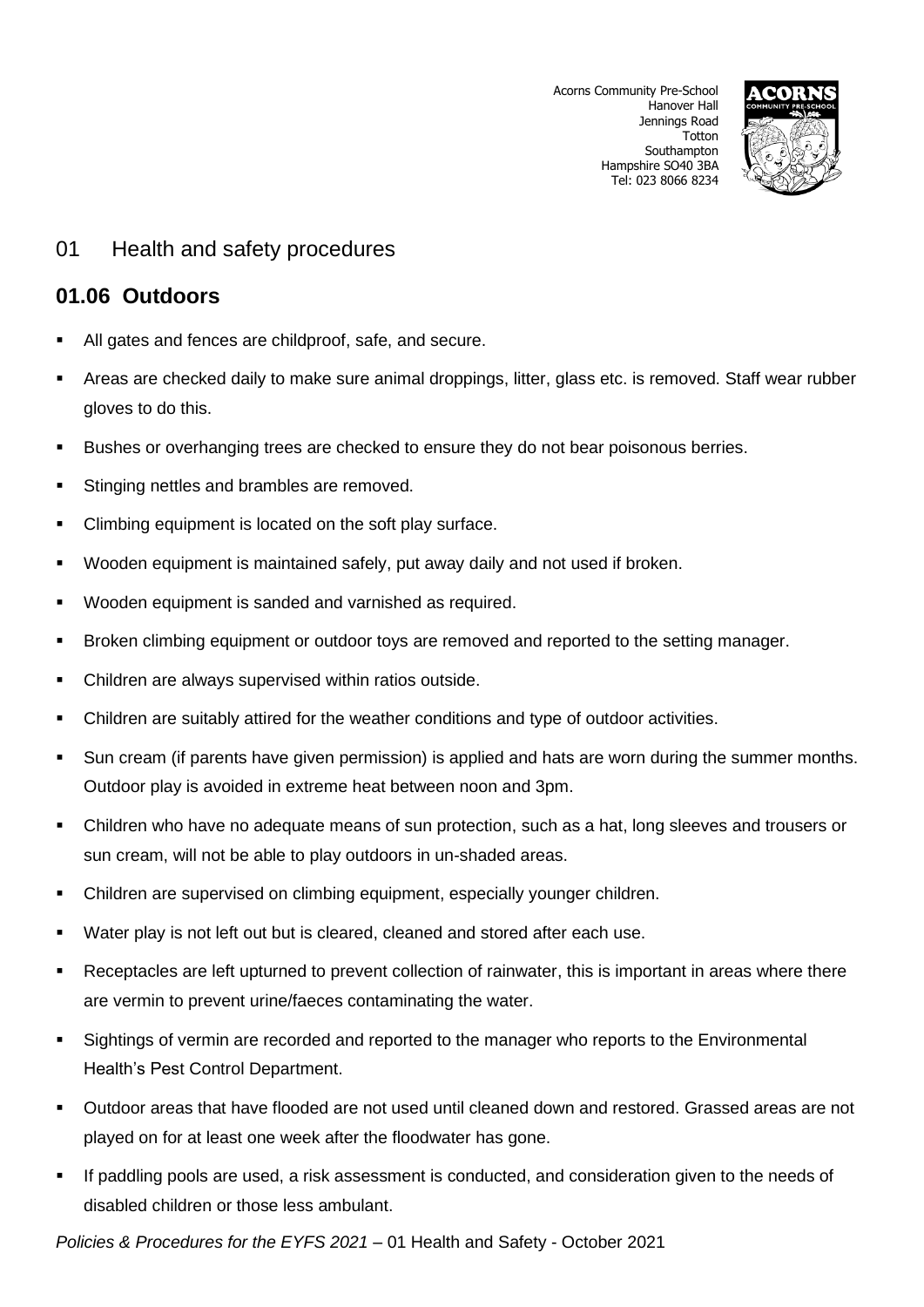## 01 Health and safety procedures

### 01.06 Outdoors

- All gates and fences are childproof, safe, and secure.
- Areas are checked daily to make sure animal droppings, litter, glass etc. is removed. Staff wear rubber gloves to do this.
- Bushes or overhanging trees are checked to ensure they do not bear poisonous berries.
- Stinging nettles and brambles are removed.
- Climbing equipment is located on the soft play surface.
- Wooden equipment is maintained safely, put away daily and not used if broken.
- Wooden equipment is sanded and varnished as required.
- Broken climbing equipment or outdoor toys are removed and reported to the setting manager.
- Children are always supervised within ratios outside.
- Children are suitably attired for the weather conditions and type of outdoor activities.
- Sun cream (if parents have given permission) is applied and hats are worn during the summer months. Outdoor play is avoided in extreme heat between noon and 3pm.
- Children who have no adequate means of sun protection, such as a hat, long sleeves and trousers or sun cream, will not be able to play outdoors in un-shaded areas.
- Children are supervised on climbing equipment, especially younger children.
- Water play is not left out but is cleared, cleaned and stored after each use.
- Receptacles are left upturned to prevent collection of rainwater, this is important in areas where there are vermin to prevent urine/faeces contaminating the water.
- Sightings of vermin are recorded and reported to the manager who reports to the Environmental Health's Pest Control Department.
- Outdoor areas that have flooded are not used until cleaned down and restored. Grassed areas are not played on for at least one week after the floodwater has gone.
- If paddling pools are used, a risk assessment is conducted, and consideration given to the needs of disabled children or those less ambulant.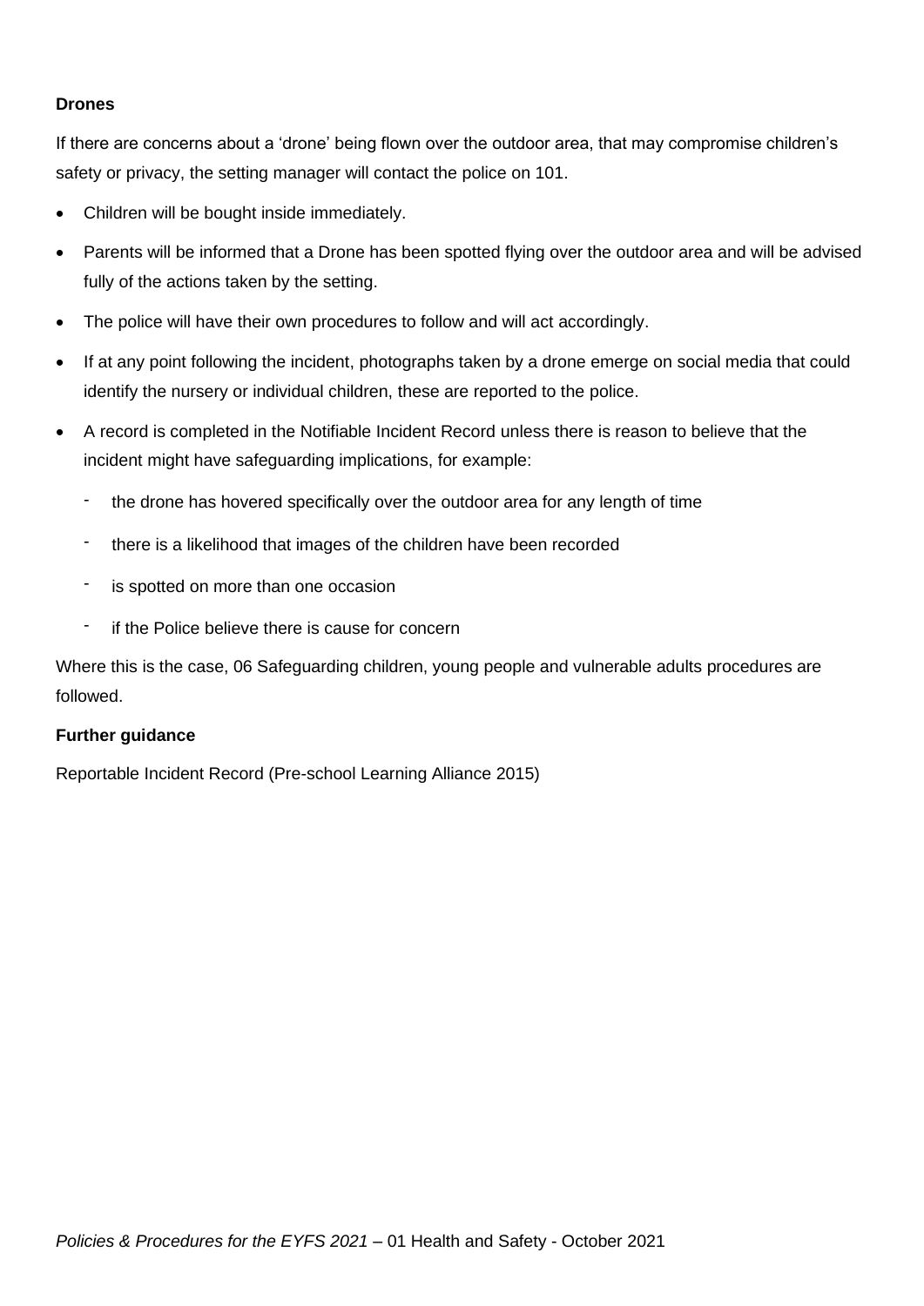**Drones**

If there are concerns about a 'drone' being flown over the outdoor area, that may compromise children's safety or privacy, the setting manager will contact the police on 101.

- Children will be bought inside immediately.
- Parents will be informed that a Drone has been spotted flying over the outdoor area and will be advised fully of the actions taken by the setting.
- The police will have their own procedures to follow and will act accordingly.
- If at any point following the incident, photographs taken by a drone emerge on social media that could identify the nursery or individual children, these are reported to the police.
- A record is completed in the Notifiable Incident Record unless there is reason to believe that the incident might have safeguarding implications, for example:
  - the drone has hovered specifically over the outdoor area for any length of time
  - there is a likelihood that images of the children have been recorded
  - is spotted on more than one occasion
  - if the Police believe there is cause for concern

Where this is the case, 06 Safeguarding children, young people and vulnerable adults procedures are followed.

**Further guidance**

Reportable Incident Record (Pre-school Learning Alliance 2015)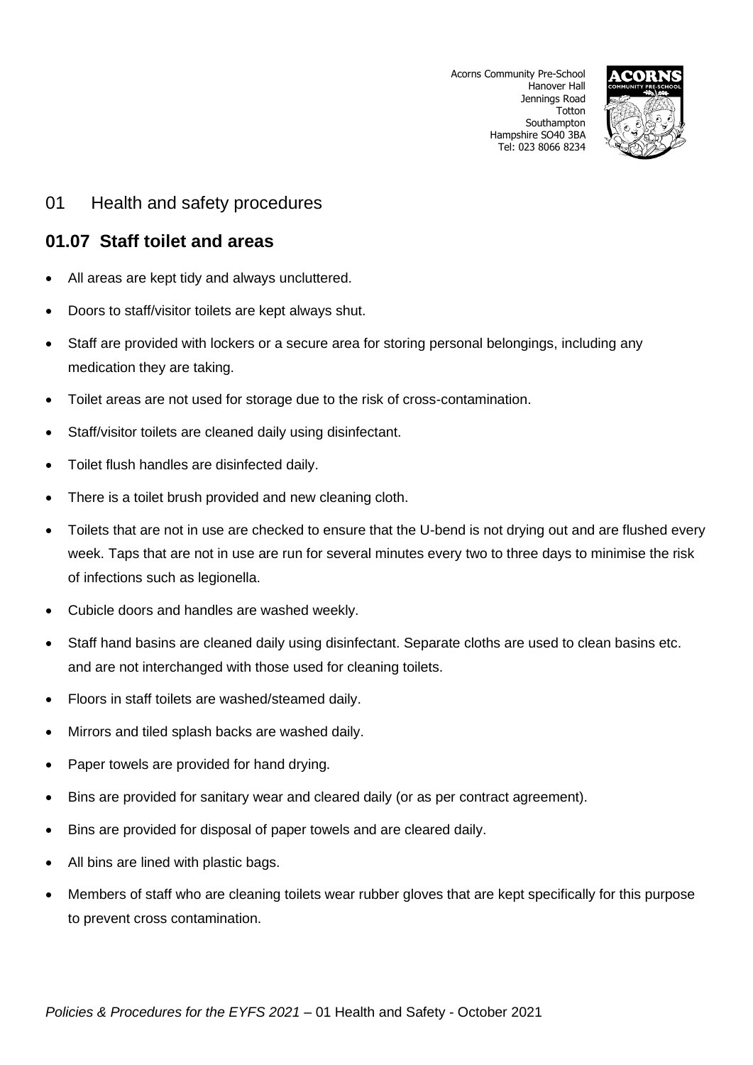## 01 Health and safety procedures

### 01.07 Staff toilet and areas

- All areas are kept tidy and always uncluttered.
- Doors to staff/visitor toilets are kept always shut.
- Staff are provided with lockers or a secure area for storing personal belongings, including any medication they are taking.
- Toilet areas are not used for storage due to the risk of cross-contamination.
- Staff/visitor toilets are cleaned daily using disinfectant.
- Toilet flush handles are disinfected daily.
- There is a toilet brush provided and new cleaning cloth.
- Toilets that are not in use are checked to ensure that the U-bend is not drying out and are flushed every week. Taps that are not in use are run for several minutes every two to three days to minimise the risk of infections such as legionella.
- Cubicle doors and handles are washed weekly.
- Staff hand basins are cleaned daily using disinfectant. Separate cloths are used to clean basins etc. and are not interchanged with those used for cleaning toilets.
- Floors in staff toilets are washed/steamed daily.
- Mirrors and tiled splash backs are washed daily.
- Paper towels are provided for hand drying.
- Bins are provided for sanitary wear and cleared daily (or as per contract agreement).
- Bins are provided for disposal of paper towels and are cleared daily.
- All bins are lined with plastic bags.
- Members of staff who are cleaning toilets wear rubber gloves that are kept specifically for this purpose to prevent cross contamination.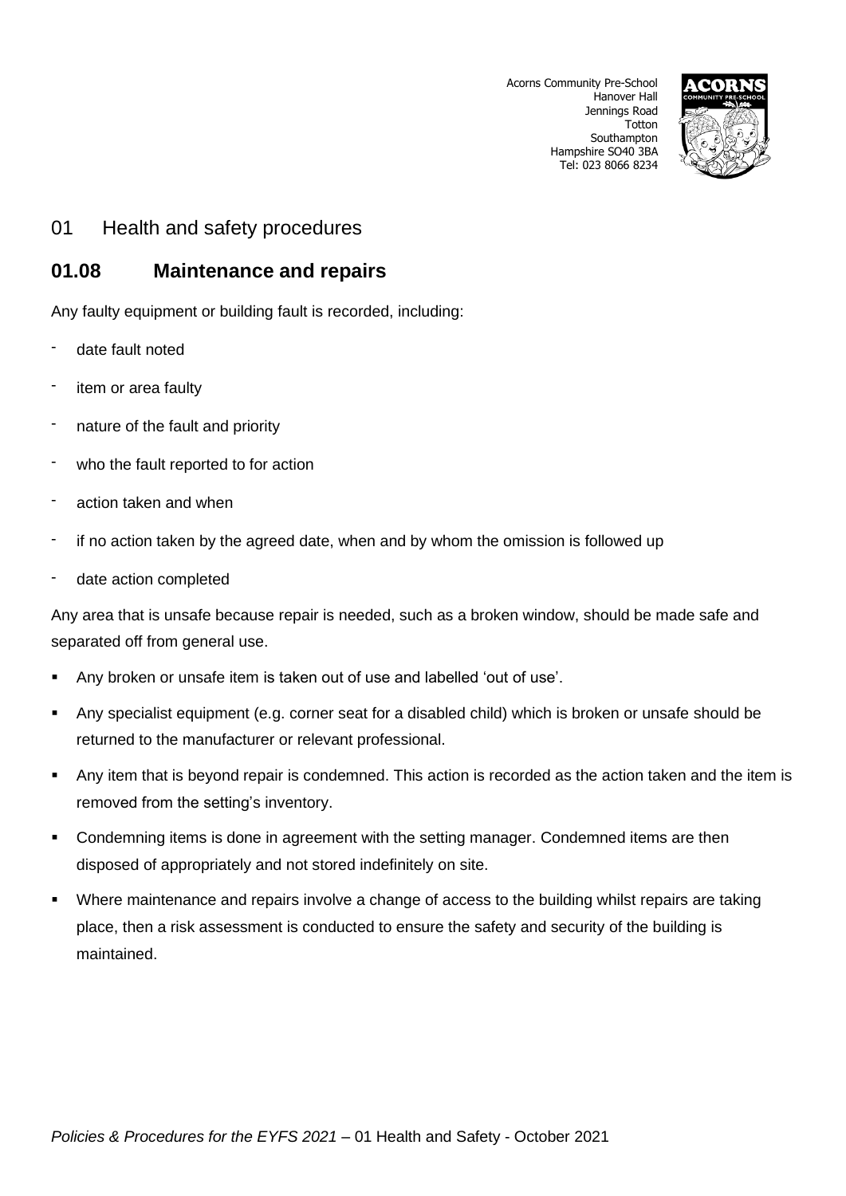## 01 Health and safety procedures

### 01.08 Maintenance and repairs

Any faulty equipment or building fault is recorded, including:

- date fault noted
- item or area faulty
- nature of the fault and priority
- who the fault reported to for action
- action taken and when
- if no action taken by the agreed date, when and by whom the omission is followed up
- date action completed

Any area that is unsafe because repair is needed, such as a broken window, should be made safe and separated off from general use.

- Any broken or unsafe item is taken out of use and labelled 'out of use'.
- Any specialist equipment (e.g. corner seat for a disabled child) which is broken or unsafe should be returned to the manufacturer or relevant professional.
- Any item that is beyond repair is condemned. This action is recorded as the action taken and the item is removed from the setting's inventory.
- Condemning items is done in agreement with the setting manager. Condemned items are then disposed of appropriately and not stored indefinitely on site.
- Where maintenance and repairs involve a change of access to the building whilst repairs are taking place, then a risk assessment is conducted to ensure the safety and security of the building is maintained.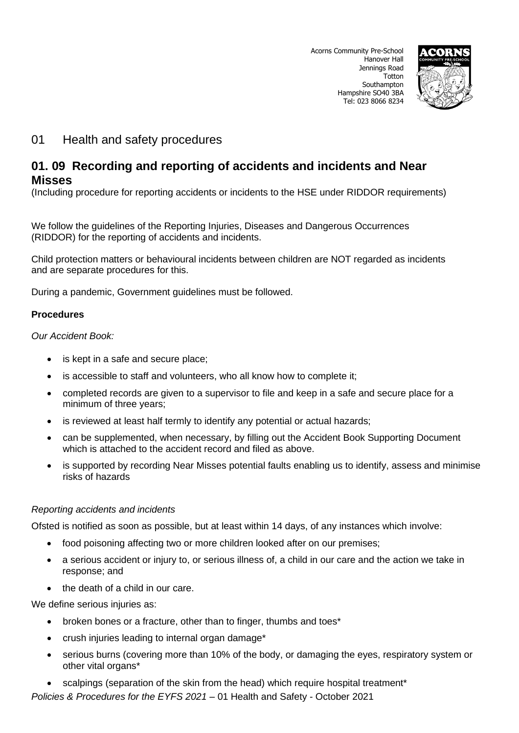Acorns Community Pre-School
Hanover Hall
Jennings Road
Totton
Southampton
Hampshire SO40 3BA
Tel: 023 8066 8234

## 01 Health and safety procedures

# 01. 09 Recording and reporting of accidents and incidents and Near Misses

(Including procedure for reporting accidents or incidents to the HSE under RIDDOR requirements)

We follow the guidelines of the Reporting Injuries, Diseases and Dangerous Occurrences (RIDDOR) for the reporting of accidents and incidents.

Child protection matters or behavioural incidents between children are NOT regarded as incidents and are separate procedures for this.

During a pandemic, Government guidelines must be followed.

**Procedures**

*Our Accident Book:*

- is kept in a safe and secure place;
- is accessible to staff and volunteers, who all know how to complete it;
- completed records are given to a supervisor to file and keep in a safe and secure place for a minimum of three years;
- is reviewed at least half termly to identify any potential or actual hazards;
- can be supplemented, when necessary, by filling out the Accident Book Supporting Document which is attached to the accident record and filed as above.
- is supported by recording Near Misses potential faults enabling us to identify, assess and minimise risks of hazards

*Reporting accidents and incidents*

Ofsted is notified as soon as possible, but at least within 14 days, of any instances which involve:

- food poisoning affecting two or more children looked after on our premises;
- a serious accident or injury to, or serious illness of, a child in our care and the action we take in response; and
- the death of a child in our care.

We define serious injuries as:

- broken bones or a fracture, other than to finger, thumbs and toes*
- crush injuries leading to internal organ damage*
- serious burns (covering more than 10% of the body, or damaging the eyes, respiratory system or other vital organs*
- scalpings (separation of the skin from the head) which require hospital treatment*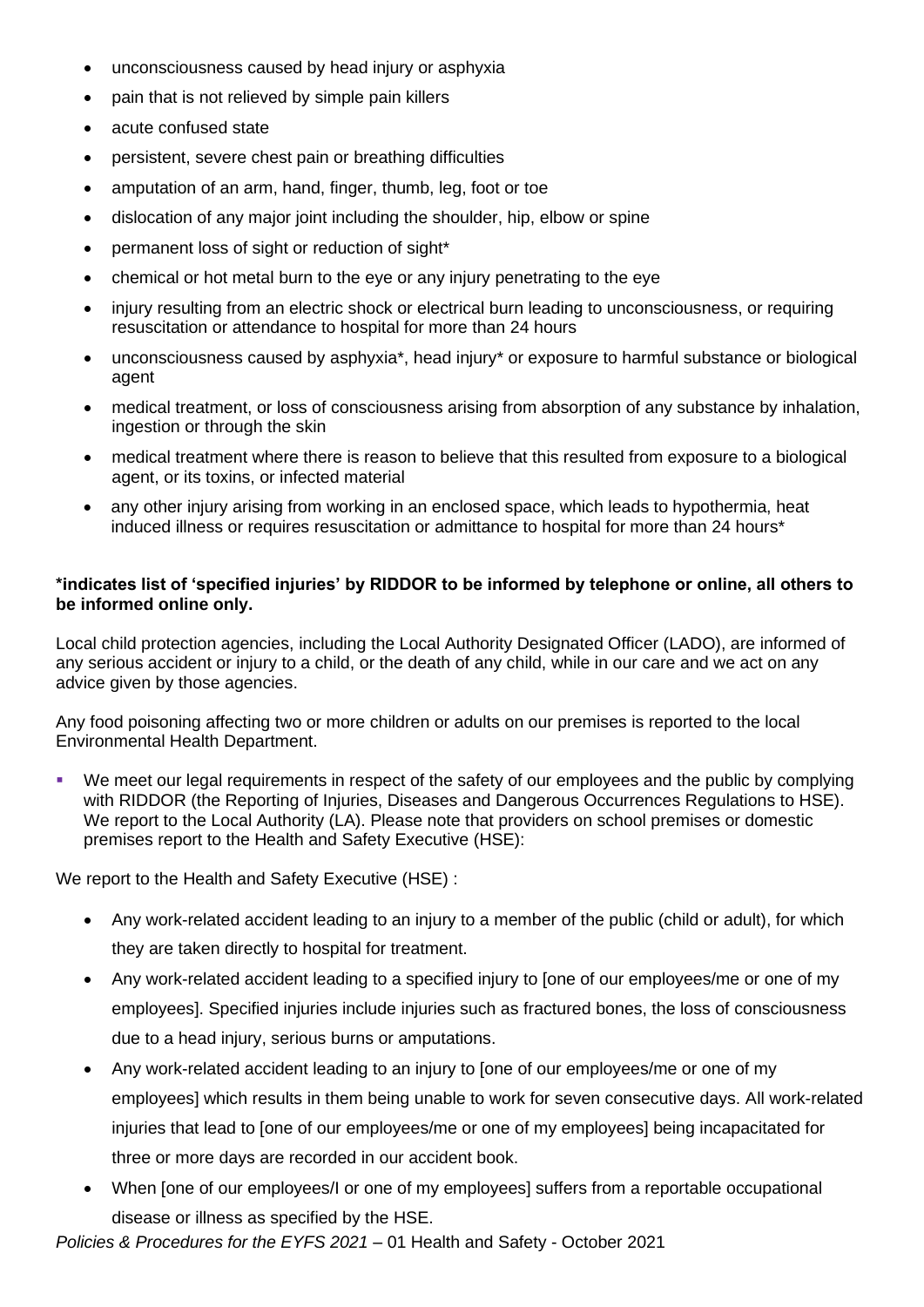- unconsciousness caused by head injury or asphyxia
- pain that is not relieved by simple pain killers
- acute confused state
- persistent, severe chest pain or breathing difficulties
- amputation of an arm, hand, finger, thumb, leg, foot or toe
- dislocation of any major joint including the shoulder, hip, elbow or spine
- permanent loss of sight or reduction of sight*
- chemical or hot metal burn to the eye or any injury penetrating to the eye
- injury resulting from an electric shock or electrical burn leading to unconsciousness, or requiring resuscitation or attendance to hospital for more than 24 hours
- unconsciousness caused by asphyxia*, head injury* or exposure to harmful substance or biological agent
- medical treatment, or loss of consciousness arising from absorption of any substance by inhalation, ingestion or through the skin
- medical treatment where there is reason to believe that this resulted from exposure to a biological agent, or its toxins, or infected material
- any other injury arising from working in an enclosed space, which leads to hypothermia, heat induced illness or requires resuscitation or admittance to hospital for more than 24 hours*

**\*indicates list of 'specified injuries' by RIDDOR to be informed by telephone or online, all others to be informed online only.**

Local child protection agencies, including the Local Authority Designated Officer (LADO), are informed of any serious accident or injury to a child, or the death of any child, while in our care and we act on any advice given by those agencies.

Any food poisoning affecting two or more children or adults on our premises is reported to the local Environmental Health Department.

- We meet our legal requirements in respect of the safety of our employees and the public by complying with RIDDOR (the Reporting of Injuries, Diseases and Dangerous Occurrences Regulations to HSE). We report to the Local Authority (LA). Please note that providers on school premises or domestic premises report to the Health and Safety Executive (HSE):

We report to the Health and Safety Executive (HSE) :

- Any work-related accident leading to an injury to a member of the public (child or adult), for which they are taken directly to hospital for treatment.
- Any work-related accident leading to a specified injury to [one of our employees/me or one of my employees]. Specified injuries include injuries such as fractured bones, the loss of consciousness due to a head injury, serious burns or amputations.
- Any work-related accident leading to an injury to [one of our employees/me or one of my employees] which results in them being unable to work for seven consecutive days. All work-related injuries that lead to [one of our employees/me or one of my employees] being incapacitated for three or more days are recorded in our accident book.
- When [one of our employees/I or one of my employees] suffers from a reportable occupational disease or illness as specified by the HSE.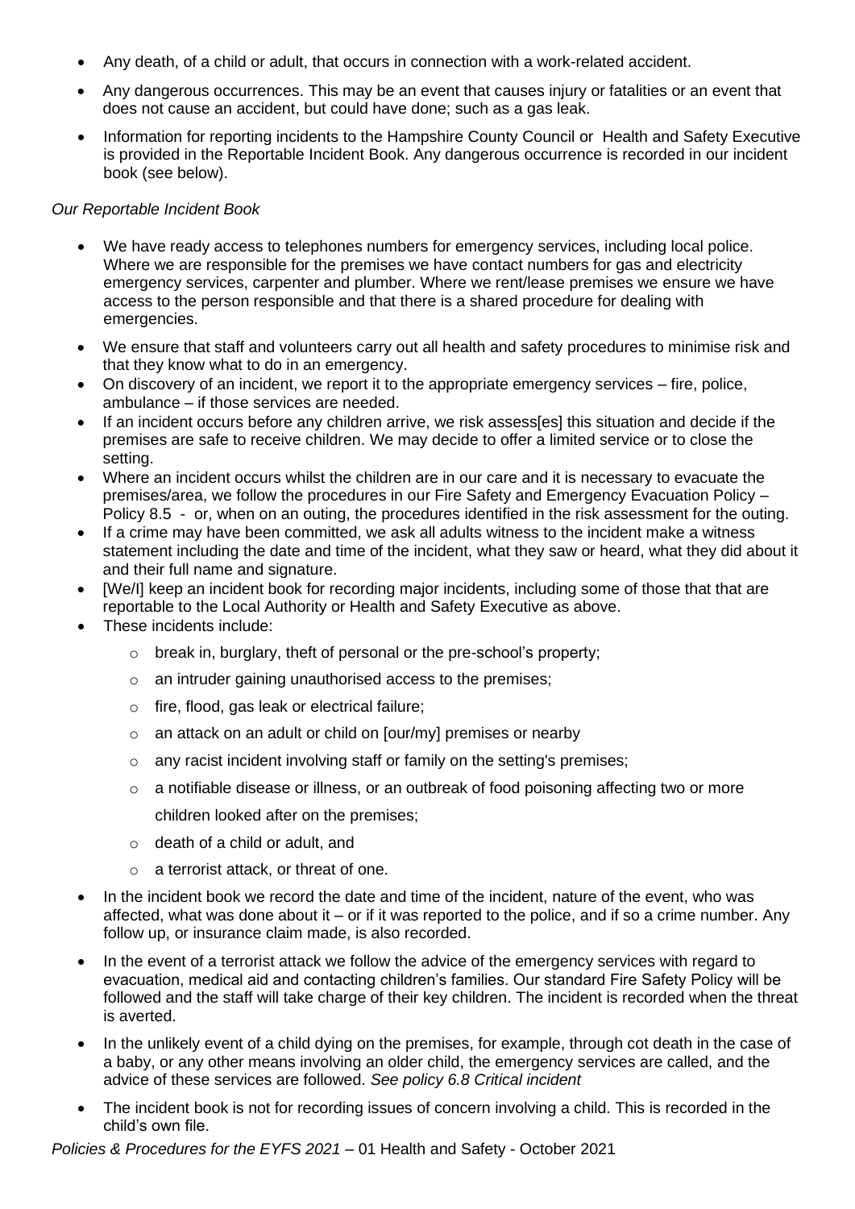- Any death, of a child or adult, that occurs in connection with a work-related accident.
- Any dangerous occurrences. This may be an event that causes injury or fatalities or an event that does not cause an accident, but could have done; such as a gas leak.
- Information for reporting incidents to the Hampshire County Council or Health and Safety Executive is provided in the Reportable Incident Book. Any dangerous occurrence is recorded in our incident book (see below).

*Our Reportable Incident Book*

- We have ready access to telephones numbers for emergency services, including local police. Where we are responsible for the premises we have contact numbers for gas and electricity emergency services, carpenter and plumber. Where we rent/lease premises we ensure we have access to the person responsible and that there is a shared procedure for dealing with emergencies.
- We ensure that staff and volunteers carry out all health and safety procedures to minimise risk and that they know what to do in an emergency.
- On discovery of an incident, we report it to the appropriate emergency services – fire, police, ambulance – if those services are needed.
- If an incident occurs before any children arrive, we risk assess[es] this situation and decide if the premises are safe to receive children. We may decide to offer a limited service or to close the setting.
- Where an incident occurs whilst the children are in our care and it is necessary to evacuate the premises/area, we follow the procedures in our Fire Safety and Emergency Evacuation Policy – Policy 8.5 - or, when on an outing, the procedures identified in the risk assessment for the outing.
- If a crime may have been committed, we ask all adults witness to the incident make a witness statement including the date and time of the incident, what they saw or heard, what they did about it and their full name and signature.
- [We/I] keep an incident book for recording major incidents, including some of those that that are reportable to the Local Authority or Health and Safety Executive as above.
- These incidents include:
  - break in, burglary, theft of personal or the pre-school's property;
  - an intruder gaining unauthorised access to the premises;
  - fire, flood, gas leak or electrical failure;
  - an attack on an adult or child on [our/my] premises or nearby
  - any racist incident involving staff or family on the setting's premises;
  - a notifiable disease or illness, or an outbreak of food poisoning affecting two or more children looked after on the premises;
  - death of a child or adult, and
  - a terrorist attack, or threat of one.
- In the incident book we record the date and time of the incident, nature of the event, who was affected, what was done about it – or if it was reported to the police, and if so a crime number. Any follow up, or insurance claim made, is also recorded.
- In the event of a terrorist attack we follow the advice of the emergency services with regard to evacuation, medical aid and contacting children's families. Our standard Fire Safety Policy will be followed and the staff will take charge of their key children. The incident is recorded when the threat is averted.
- In the unlikely event of a child dying on the premises, for example, through cot death in the case of a baby, or any other means involving an older child, the emergency services are called, and the advice of these services are followed. *See policy 6.8 Critical incident*
- The incident book is not for recording issues of concern involving a child. This is recorded in the child's own file.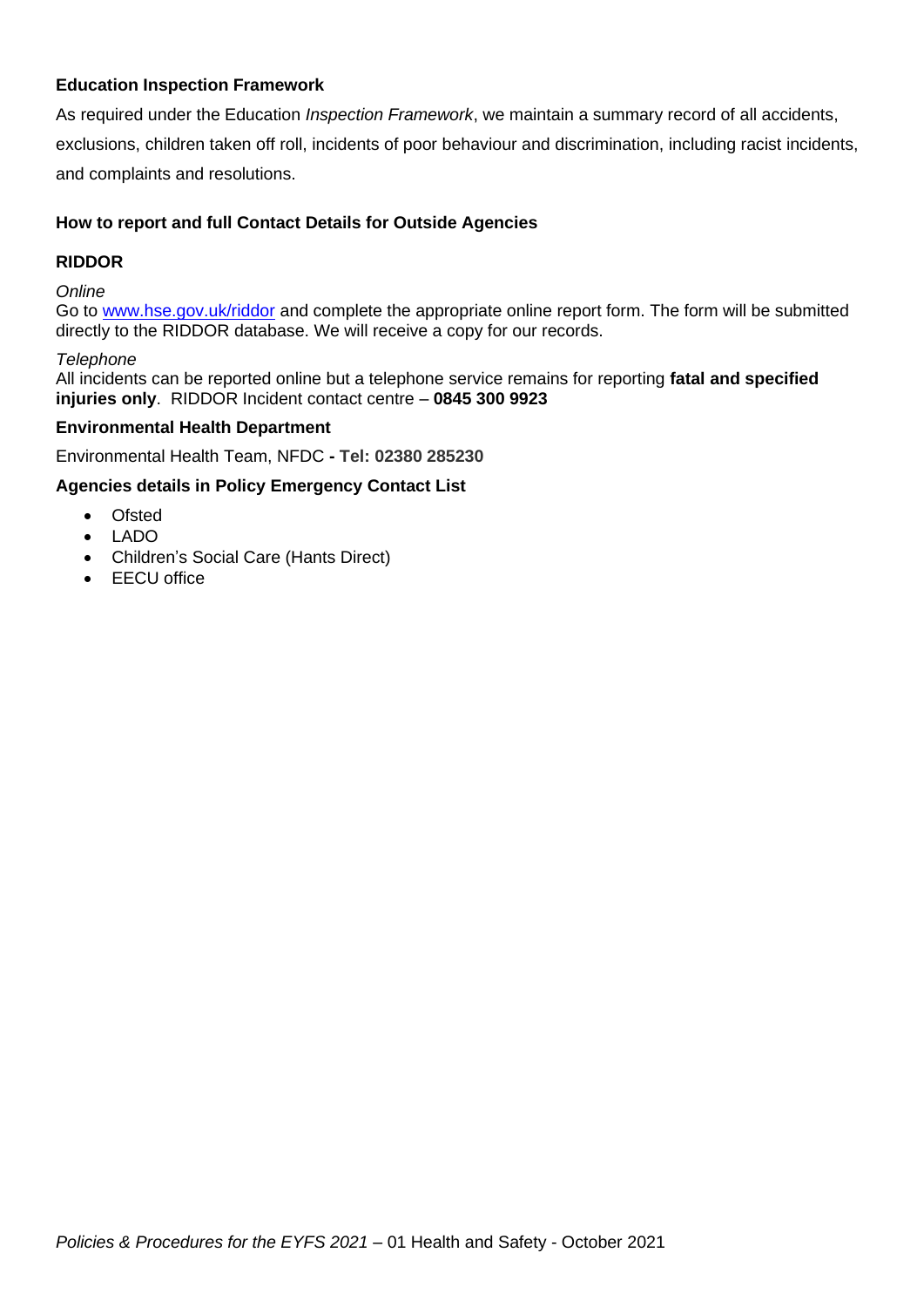**Education Inspection Framework**

As required under the Education *Inspection Framework*, we maintain a summary record of all accidents, exclusions, children taken off roll, incidents of poor behaviour and discrimination, including racist incidents, and complaints and resolutions.

**How to report and full Contact Details for Outside Agencies**

**RIDDOR**

*Online*

Go to www.hse.gov.uk/riddor and complete the appropriate online report form. The form will be submitted directly to the RIDDOR database. We will receive a copy for our records.

*Telephone*

All incidents can be reported online but a telephone service remains for reporting **fatal and specified injuries only**. RIDDOR Incident contact centre – **0845 300 9923**

**Environmental Health Department**

Environmental Health Team, NFDC **- Tel: 02380 285230**

**Agencies details in Policy Emergency Contact List**

- Ofsted
- LADO
- Children's Social Care (Hants Direct)
- EECU office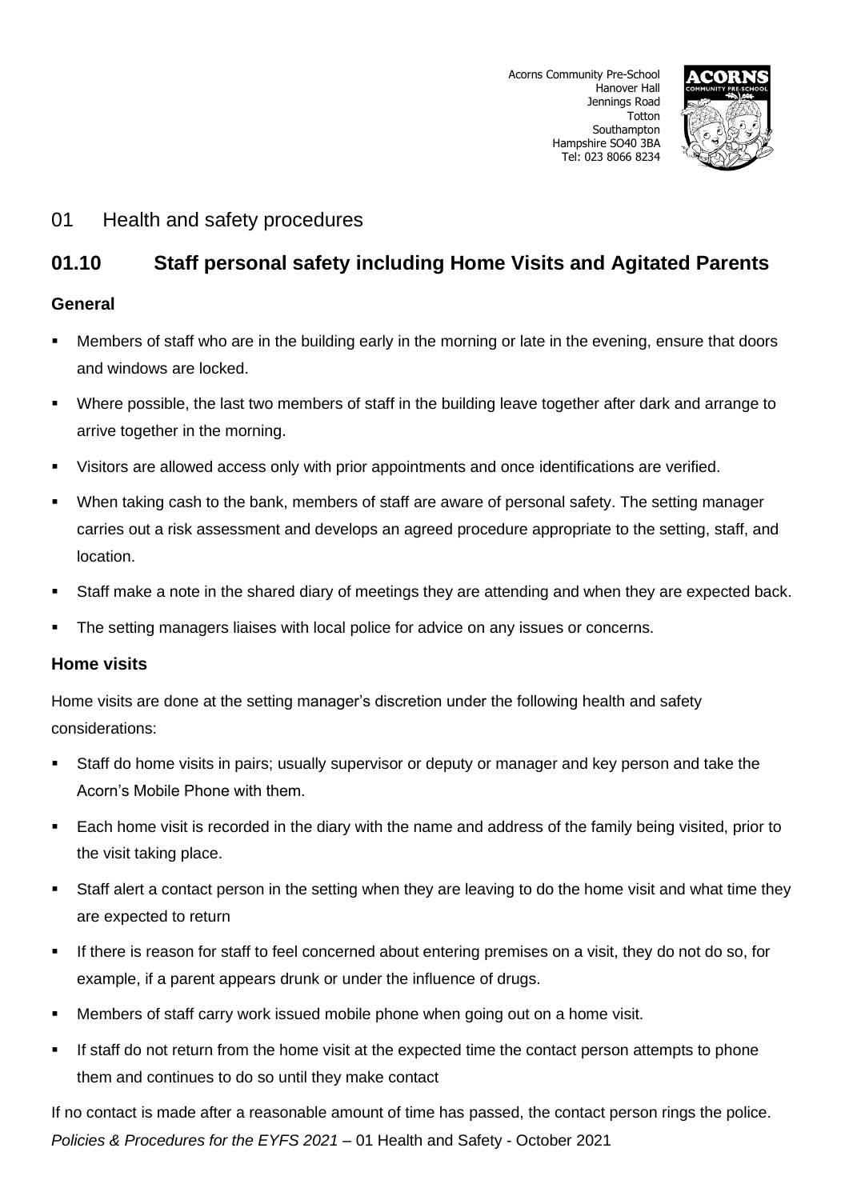# 01 Health and safety procedures

## 01.10 Staff personal safety including Home Visits and Agitated Parents

### General

- Members of staff who are in the building early in the morning or late in the evening, ensure that doors and windows are locked.
- Where possible, the last two members of staff in the building leave together after dark and arrange to arrive together in the morning.
- Visitors are allowed access only with prior appointments and once identifications are verified.
- When taking cash to the bank, members of staff are aware of personal safety. The setting manager carries out a risk assessment and develops an agreed procedure appropriate to the setting, staff, and location.
- Staff make a note in the shared diary of meetings they are attending and when they are expected back.
- The setting managers liaises with local police for advice on any issues or concerns.

### Home visits

Home visits are done at the setting manager's discretion under the following health and safety considerations:

- Staff do home visits in pairs; usually supervisor or deputy or manager and key person and take the Acorn's Mobile Phone with them.
- Each home visit is recorded in the diary with the name and address of the family being visited, prior to the visit taking place.
- Staff alert a contact person in the setting when they are leaving to do the home visit and what time they are expected to return
- If there is reason for staff to feel concerned about entering premises on a visit, they do not do so, for example, if a parent appears drunk or under the influence of drugs.
- Members of staff carry work issued mobile phone when going out on a home visit.
- If staff do not return from the home visit at the expected time the contact person attempts to phone them and continues to do so until they make contact

If no contact is made after a reasonable amount of time has passed, the contact person rings the police.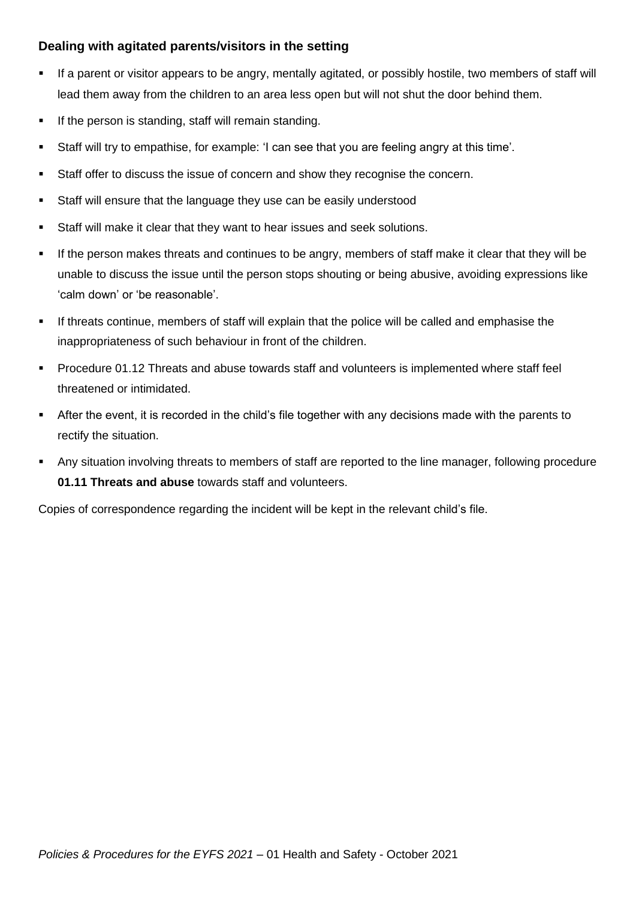### Dealing with agitated parents/visitors in the setting

- If a parent or visitor appears to be angry, mentally agitated, or possibly hostile, two members of staff will lead them away from the children to an area less open but will not shut the door behind them.
- If the person is standing, staff will remain standing.
- Staff will try to empathise, for example: 'I can see that you are feeling angry at this time'.
- Staff offer to discuss the issue of concern and show they recognise the concern.
- Staff will ensure that the language they use can be easily understood
- Staff will make it clear that they want to hear issues and seek solutions.
- If the person makes threats and continues to be angry, members of staff make it clear that they will be unable to discuss the issue until the person stops shouting or being abusive, avoiding expressions like 'calm down' or 'be reasonable'.
- If threats continue, members of staff will explain that the police will be called and emphasise the inappropriateness of such behaviour in front of the children.
- Procedure 01.12 Threats and abuse towards staff and volunteers is implemented where staff feel threatened or intimidated.
- After the event, it is recorded in the child's file together with any decisions made with the parents to rectify the situation.
- Any situation involving threats to members of staff are reported to the line manager, following procedure **01.11 Threats and abuse** towards staff and volunteers.

Copies of correspondence regarding the incident will be kept in the relevant child's file.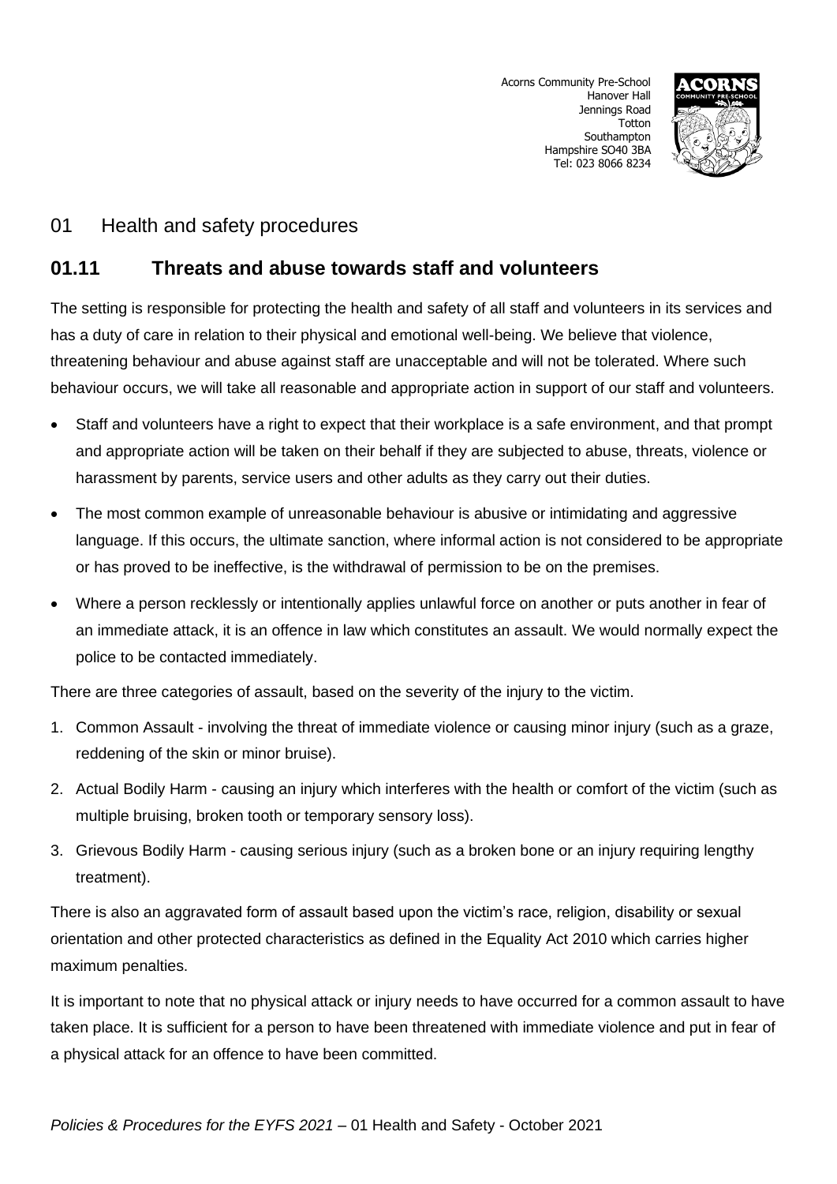Acorns Community Pre-School
Hanover Hall
Jennings Road
Totton
Southampton
Hampshire SO40 3BA
Tel: 023 8066 8234

## 01 Health and safety procedures

## 01.11 Threats and abuse towards staff and volunteers

The setting is responsible for protecting the health and safety of all staff and volunteers in its services and has a duty of care in relation to their physical and emotional well-being. We believe that violence, threatening behaviour and abuse against staff are unacceptable and will not be tolerated. Where such behaviour occurs, we will take all reasonable and appropriate action in support of our staff and volunteers.

- Staff and volunteers have a right to expect that their workplace is a safe environment, and that prompt and appropriate action will be taken on their behalf if they are subjected to abuse, threats, violence or harassment by parents, service users and other adults as they carry out their duties.
- The most common example of unreasonable behaviour is abusive or intimidating and aggressive language. If this occurs, the ultimate sanction, where informal action is not considered to be appropriate or has proved to be ineffective, is the withdrawal of permission to be on the premises.
- Where a person recklessly or intentionally applies unlawful force on another or puts another in fear of an immediate attack, it is an offence in law which constitutes an assault. We would normally expect the police to be contacted immediately.

There are three categories of assault, based on the severity of the injury to the victim.

1. Common Assault - involving the threat of immediate violence or causing minor injury (such as a graze, reddening of the skin or minor bruise).
2. Actual Bodily Harm - causing an injury which interferes with the health or comfort of the victim (such as multiple bruising, broken tooth or temporary sensory loss).
3. Grievous Bodily Harm - causing serious injury (such as a broken bone or an injury requiring lengthy treatment).

There is also an aggravated form of assault based upon the victim's race, religion, disability or sexual orientation and other protected characteristics as defined in the Equality Act 2010 which carries higher maximum penalties.

It is important to note that no physical attack or injury needs to have occurred for a common assault to have taken place. It is sufficient for a person to have been threatened with immediate violence and put in fear of a physical attack for an offence to have been committed.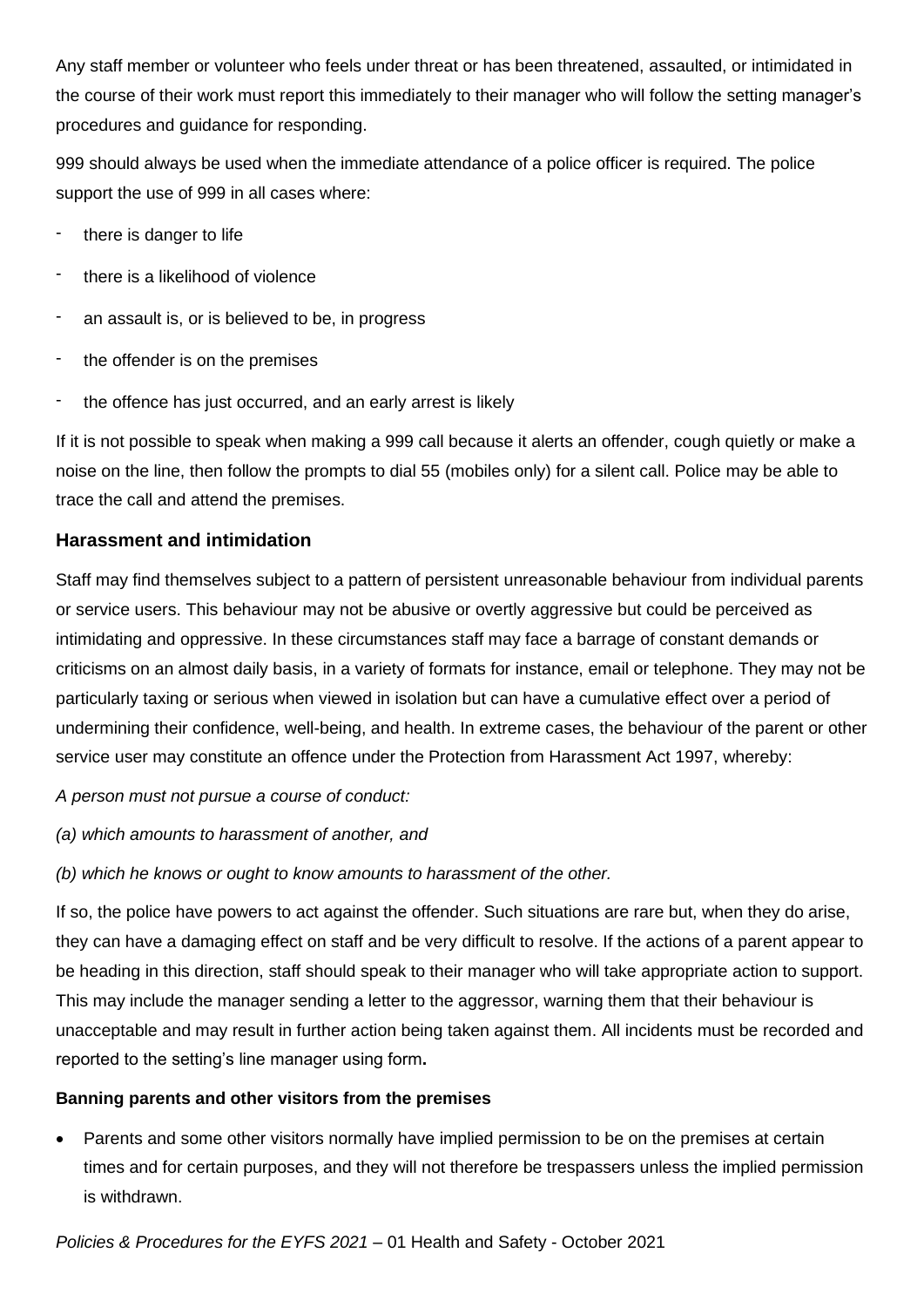Any staff member or volunteer who feels under threat or has been threatened, assaulted, or intimidated in the course of their work must report this immediately to their manager who will follow the setting manager's procedures and guidance for responding.

999 should always be used when the immediate attendance of a police officer is required. The police support the use of 999 in all cases where:

- there is danger to life
- there is a likelihood of violence
- an assault is, or is believed to be, in progress
- the offender is on the premises
- the offence has just occurred, and an early arrest is likely

If it is not possible to speak when making a 999 call because it alerts an offender, cough quietly or make a noise on the line, then follow the prompts to dial 55 (mobiles only) for a silent call. Police may be able to trace the call and attend the premises.

### Harassment and intimidation

Staff may find themselves subject to a pattern of persistent unreasonable behaviour from individual parents or service users. This behaviour may not be abusive or overtly aggressive but could be perceived as intimidating and oppressive. In these circumstances staff may face a barrage of constant demands or criticisms on an almost daily basis, in a variety of formats for instance, email or telephone. They may not be particularly taxing or serious when viewed in isolation but can have a cumulative effect over a period of undermining their confidence, well-being, and health. In extreme cases, the behaviour of the parent or other service user may constitute an offence under the Protection from Harassment Act 1997, whereby:

*A person must not pursue a course of conduct:*

*(a) which amounts to harassment of another, and*

*(b) which he knows or ought to know amounts to harassment of the other.*

If so, the police have powers to act against the offender. Such situations are rare but, when they do arise, they can have a damaging effect on staff and be very difficult to resolve. If the actions of a parent appear to be heading in this direction, staff should speak to their manager who will take appropriate action to support. This may include the manager sending a letter to the aggressor, warning them that their behaviour is unacceptable and may result in further action being taken against them. All incidents must be recorded and reported to the setting's line manager using form**.**

#### Banning parents and other visitors from the premises

- Parents and some other visitors normally have implied permission to be on the premises at certain times and for certain purposes, and they will not therefore be trespassers unless the implied permission is withdrawn.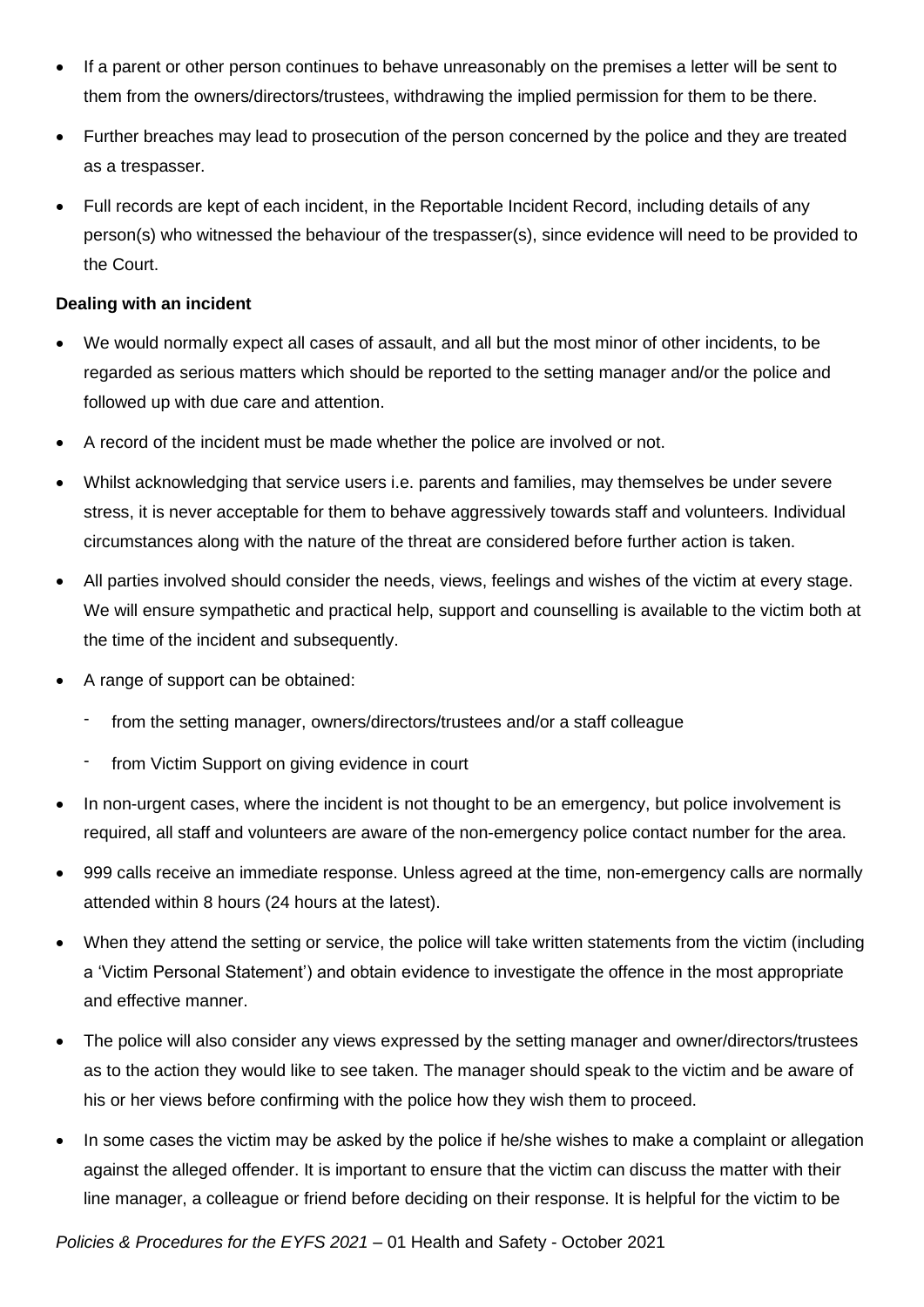- If a parent or other person continues to behave unreasonably on the premises a letter will be sent to them from the owners/directors/trustees, withdrawing the implied permission for them to be there.
- Further breaches may lead to prosecution of the person concerned by the police and they are treated as a trespasser.
- Full records are kept of each incident, in the Reportable Incident Record, including details of any person(s) who witnessed the behaviour of the trespasser(s), since evidence will need to be provided to the Court.

**Dealing with an incident**

- We would normally expect all cases of assault, and all but the most minor of other incidents, to be regarded as serious matters which should be reported to the setting manager and/or the police and followed up with due care and attention.
- A record of the incident must be made whether the police are involved or not.
- Whilst acknowledging that service users i.e. parents and families, may themselves be under severe stress, it is never acceptable for them to behave aggressively towards staff and volunteers. Individual circumstances along with the nature of the threat are considered before further action is taken.
- All parties involved should consider the needs, views, feelings and wishes of the victim at every stage. We will ensure sympathetic and practical help, support and counselling is available to the victim both at the time of the incident and subsequently.
- A range of support can be obtained:
  - from the setting manager, owners/directors/trustees and/or a staff colleague
  - from Victim Support on giving evidence in court
- In non-urgent cases, where the incident is not thought to be an emergency, but police involvement is required, all staff and volunteers are aware of the non-emergency police contact number for the area.
- 999 calls receive an immediate response. Unless agreed at the time, non-emergency calls are normally attended within 8 hours (24 hours at the latest).
- When they attend the setting or service, the police will take written statements from the victim (including a 'Victim Personal Statement') and obtain evidence to investigate the offence in the most appropriate and effective manner.
- The police will also consider any views expressed by the setting manager and owner/directors/trustees as to the action they would like to see taken. The manager should speak to the victim and be aware of his or her views before confirming with the police how they wish them to proceed.
- In some cases the victim may be asked by the police if he/she wishes to make a complaint or allegation against the alleged offender. It is important to ensure that the victim can discuss the matter with their line manager, a colleague or friend before deciding on their response. It is helpful for the victim to be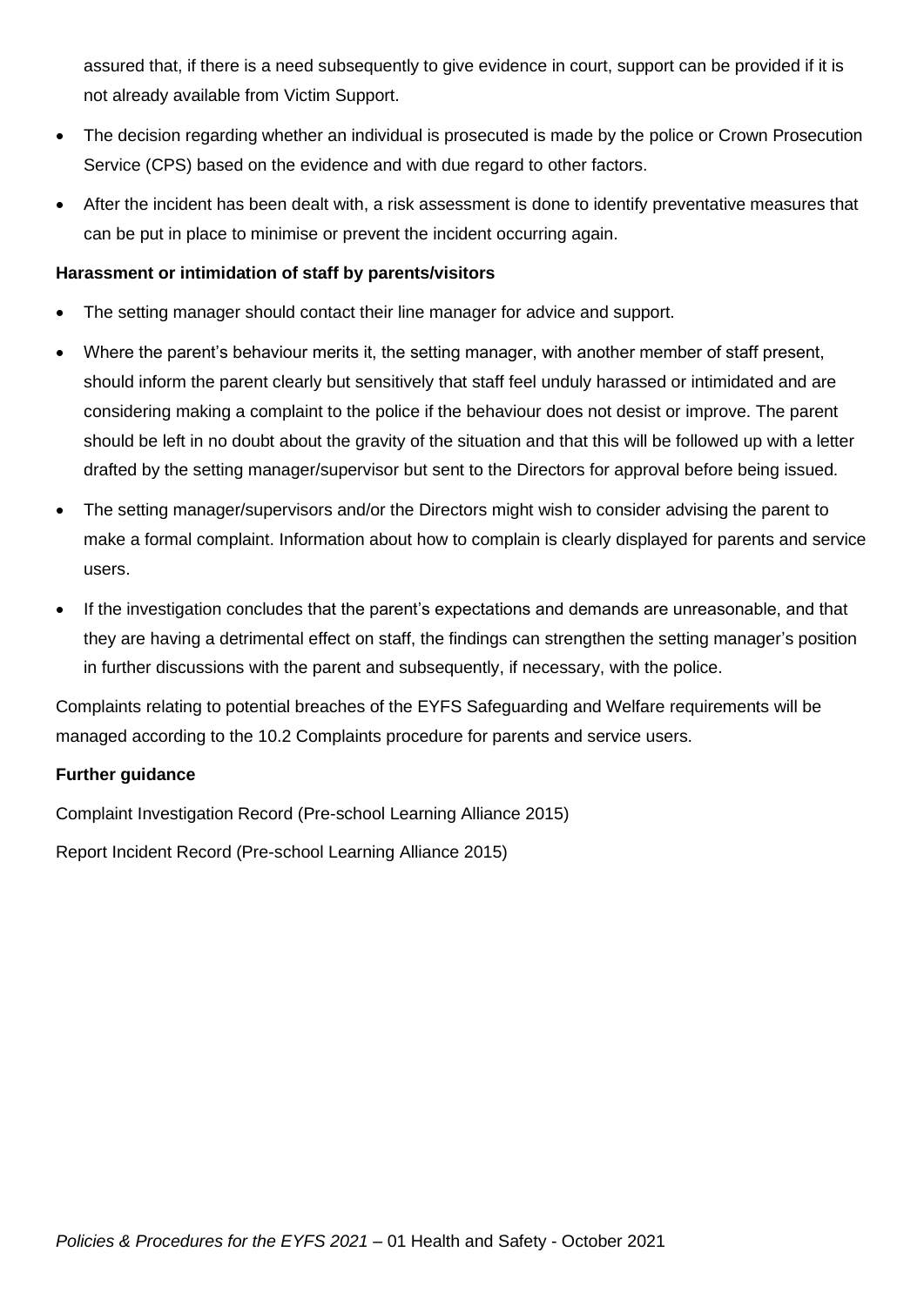assured that, if there is a need subsequently to give evidence in court, support can be provided if it is not already available from Victim Support.

- The decision regarding whether an individual is prosecuted is made by the police or Crown Prosecution Service (CPS) based on the evidence and with due regard to other factors.
- After the incident has been dealt with, a risk assessment is done to identify preventative measures that can be put in place to minimise or prevent the incident occurring again.

**Harassment or intimidation of staff by parents/visitors**

- The setting manager should contact their line manager for advice and support.
- Where the parent's behaviour merits it, the setting manager, with another member of staff present, should inform the parent clearly but sensitively that staff feel unduly harassed or intimidated and are considering making a complaint to the police if the behaviour does not desist or improve. The parent should be left in no doubt about the gravity of the situation and that this will be followed up with a letter drafted by the setting manager/supervisor but sent to the Directors for approval before being issued.
- The setting manager/supervisors and/or the Directors might wish to consider advising the parent to make a formal complaint. Information about how to complain is clearly displayed for parents and service users.
- If the investigation concludes that the parent's expectations and demands are unreasonable, and that they are having a detrimental effect on staff, the findings can strengthen the setting manager's position in further discussions with the parent and subsequently, if necessary, with the police.

Complaints relating to potential breaches of the EYFS Safeguarding and Welfare requirements will be managed according to the 10.2 Complaints procedure for parents and service users.

**Further guidance**

Complaint Investigation Record (Pre-school Learning Alliance 2015)

Report Incident Record (Pre-school Learning Alliance 2015)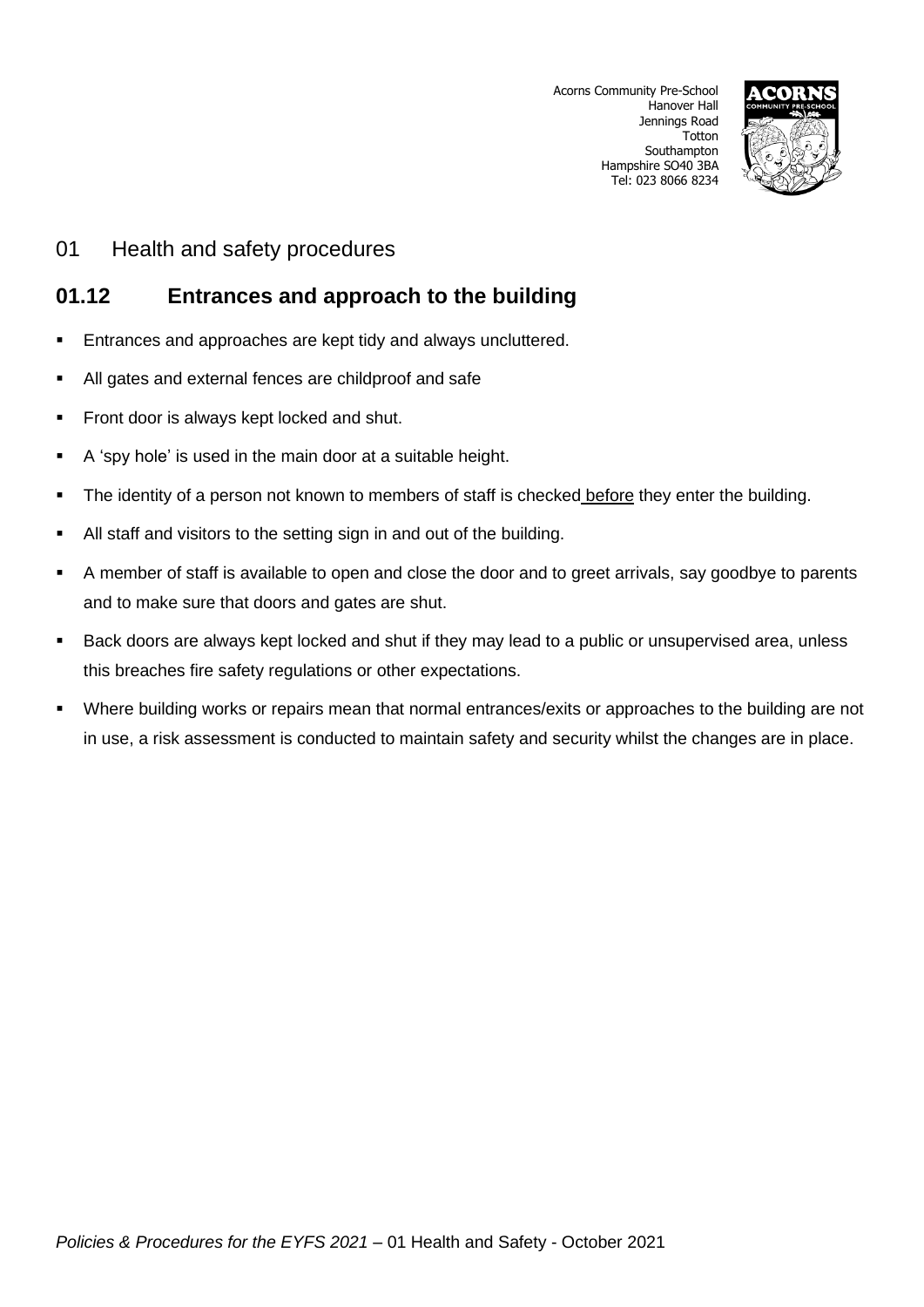Acorns Community Pre-School
Hanover Hall
Jennings Road
Totton
Southampton
Hampshire SO40 3BA
Tel: 023 8066 8234

## 01 Health and safety procedures

## 01.12 Entrances and approach to the building

- Entrances and approaches are kept tidy and always uncluttered.
- All gates and external fences are childproof and safe
- Front door is always kept locked and shut.
- A 'spy hole' is used in the main door at a suitable height.
- The identity of a person not known to members of staff is checked before they enter the building.
- All staff and visitors to the setting sign in and out of the building.
- A member of staff is available to open and close the door and to greet arrivals, say goodbye to parents and to make sure that doors and gates are shut.
- Back doors are always kept locked and shut if they may lead to a public or unsupervised area, unless this breaches fire safety regulations or other expectations.
- Where building works or repairs mean that normal entrances/exits or approaches to the building are not in use, a risk assessment is conducted to maintain safety and security whilst the changes are in place.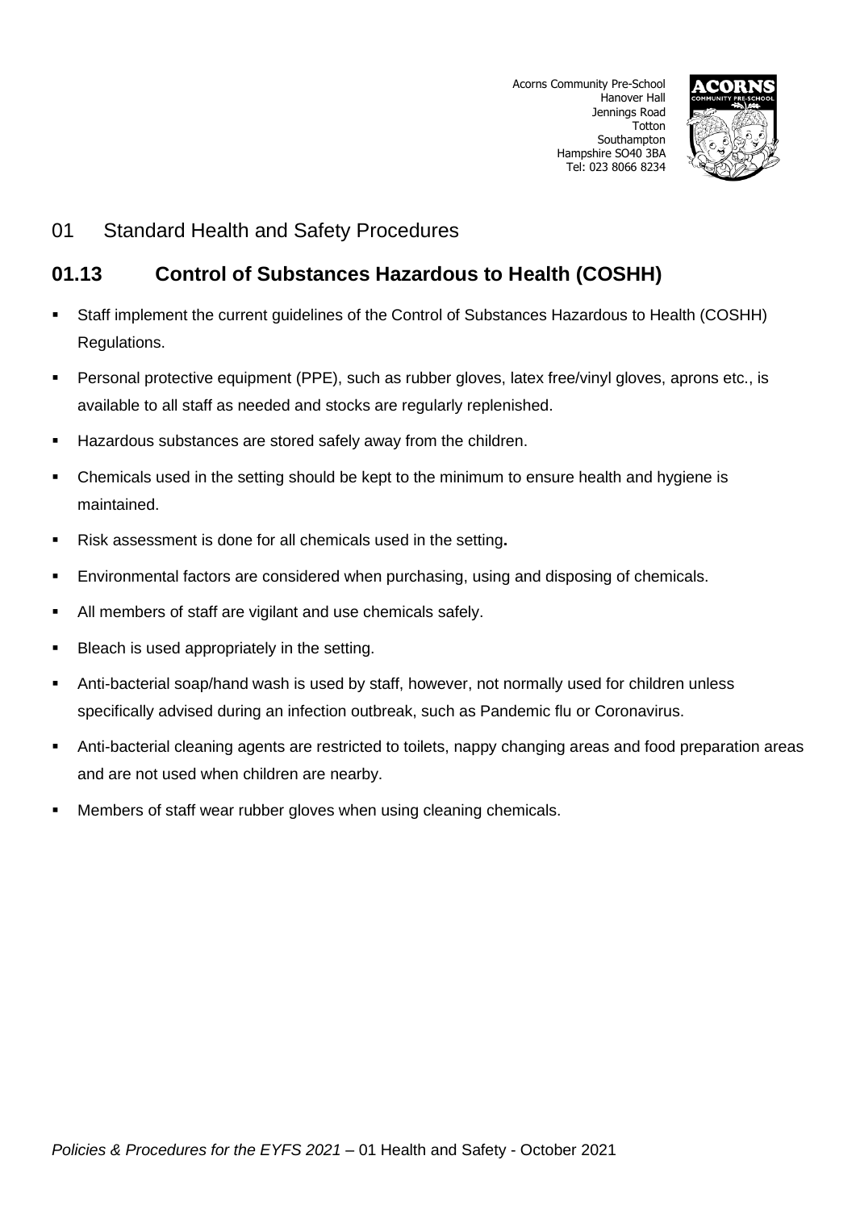Acorns Community Pre-School
Hanover Hall
Jennings Road
Totton
Southampton
Hampshire SO40 3BA
Tel: 023 8066 8234

## 01 Standard Health and Safety Procedures

## 01.13 Control of Substances Hazardous to Health (COSHH)

- Staff implement the current guidelines of the Control of Substances Hazardous to Health (COSHH) Regulations.
- Personal protective equipment (PPE), such as rubber gloves, latex free/vinyl gloves, aprons etc., is available to all staff as needed and stocks are regularly replenished.
- Hazardous substances are stored safely away from the children.
- Chemicals used in the setting should be kept to the minimum to ensure health and hygiene is maintained.
- Risk assessment is done for all chemicals used in the setting**.**
- Environmental factors are considered when purchasing, using and disposing of chemicals.
- All members of staff are vigilant and use chemicals safely.
- Bleach is used appropriately in the setting.
- Anti-bacterial soap/hand wash is used by staff, however, not normally used for children unless specifically advised during an infection outbreak, such as Pandemic flu or Coronavirus.
- Anti-bacterial cleaning agents are restricted to toilets, nappy changing areas and food preparation areas and are not used when children are nearby.
- Members of staff wear rubber gloves when using cleaning chemicals.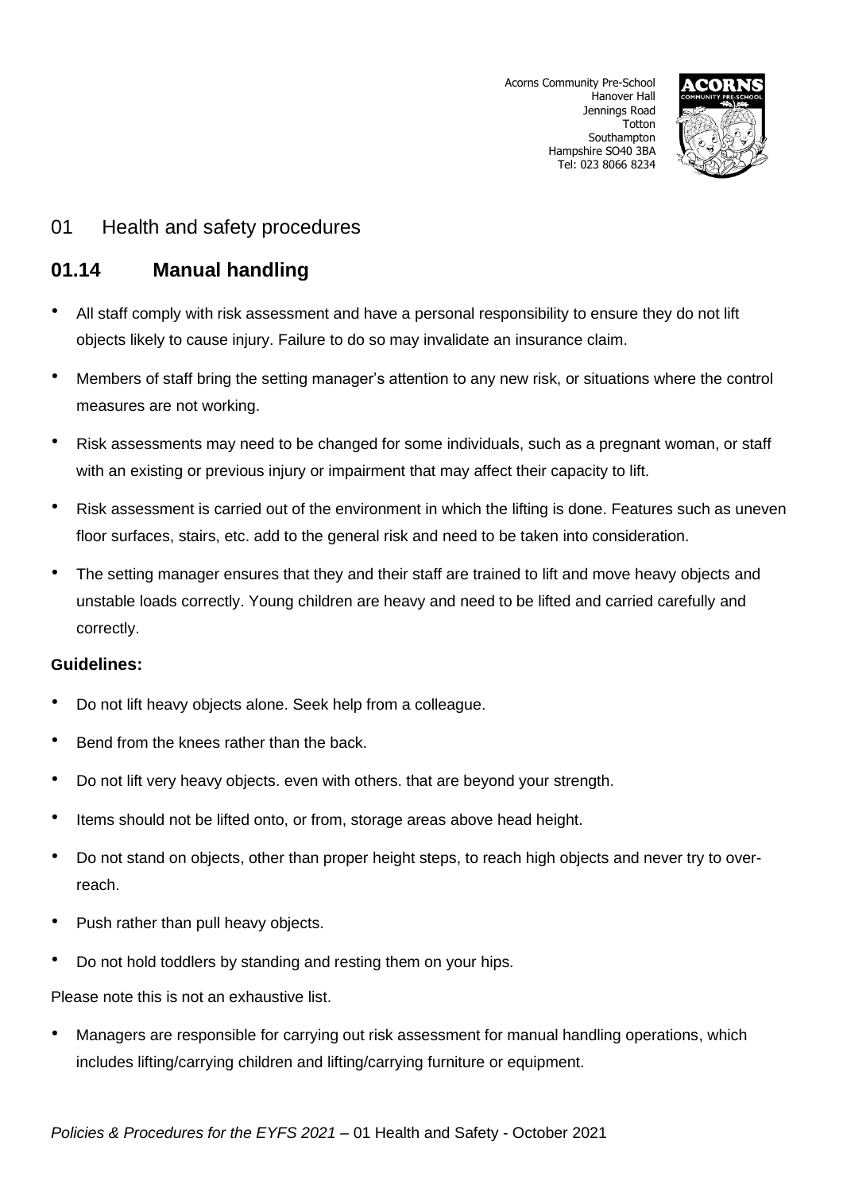Acorns Community Pre-School
Hanover Hall
Jennings Road
Totton
Southampton
Hampshire SO40 3BA
Tel: 023 8066 8234

# 01 Health and safety procedures

## 01.14 Manual handling

- All staff comply with risk assessment and have a personal responsibility to ensure they do not lift objects likely to cause injury. Failure to do so may invalidate an insurance claim.
- Members of staff bring the setting manager's attention to any new risk, or situations where the control measures are not working.
- Risk assessments may need to be changed for some individuals, such as a pregnant woman, or staff with an existing or previous injury or impairment that may affect their capacity to lift.
- Risk assessment is carried out of the environment in which the lifting is done. Features such as uneven floor surfaces, stairs, etc. add to the general risk and need to be taken into consideration.
- The setting manager ensures that they and their staff are trained to lift and move heavy objects and unstable loads correctly. Young children are heavy and need to be lifted and carried carefully and correctly.

**Guidelines:**

- Do not lift heavy objects alone. Seek help from a colleague.
- Bend from the knees rather than the back.
- Do not lift very heavy objects. even with others. that are beyond your strength.
- Items should not be lifted onto, or from, storage areas above head height.
- Do not stand on objects, other than proper height steps, to reach high objects and never try to over-reach.
- Push rather than pull heavy objects.
- Do not hold toddlers by standing and resting them on your hips.

Please note this is not an exhaustive list.

- Managers are responsible for carrying out risk assessment for manual handling operations, which includes lifting/carrying children and lifting/carrying furniture or equipment.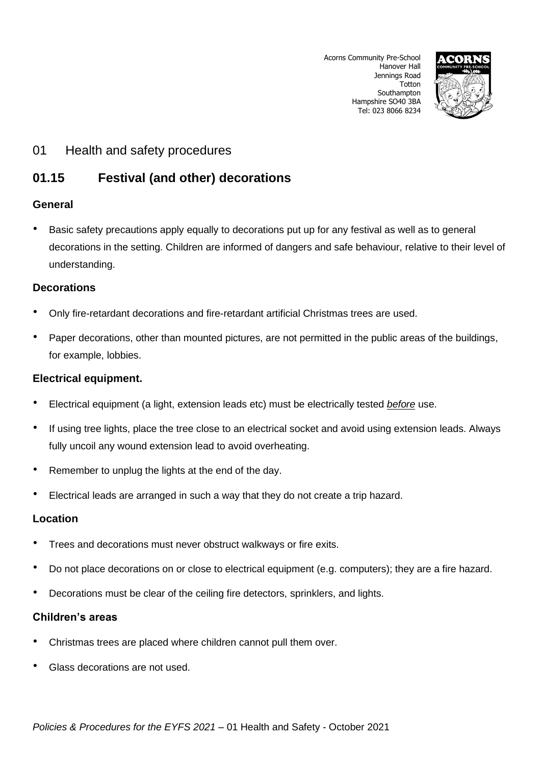## 01 Health and safety procedures

## 01.15 Festival (and other) decorations

### General

- Basic safety precautions apply equally to decorations put up for any festival as well as to general decorations in the setting. Children are informed of dangers and safe behaviour, relative to their level of understanding.

### Decorations

- Only fire-retardant decorations and fire-retardant artificial Christmas trees are used.
- Paper decorations, other than mounted pictures, are not permitted in the public areas of the buildings, for example, lobbies.

### Electrical equipment.

- Electrical equipment (a light, extension leads etc) must be electrically tested *before* use.
- If using tree lights, place the tree close to an electrical socket and avoid using extension leads. Always fully uncoil any wound extension lead to avoid overheating.
- Remember to unplug the lights at the end of the day.
- Electrical leads are arranged in such a way that they do not create a trip hazard.

### Location

- Trees and decorations must never obstruct walkways or fire exits.
- Do not place decorations on or close to electrical equipment (e.g. computers); they are a fire hazard.
- Decorations must be clear of the ceiling fire detectors, sprinklers, and lights.

### Children's areas

- Christmas trees are placed where children cannot pull them over.
- Glass decorations are not used.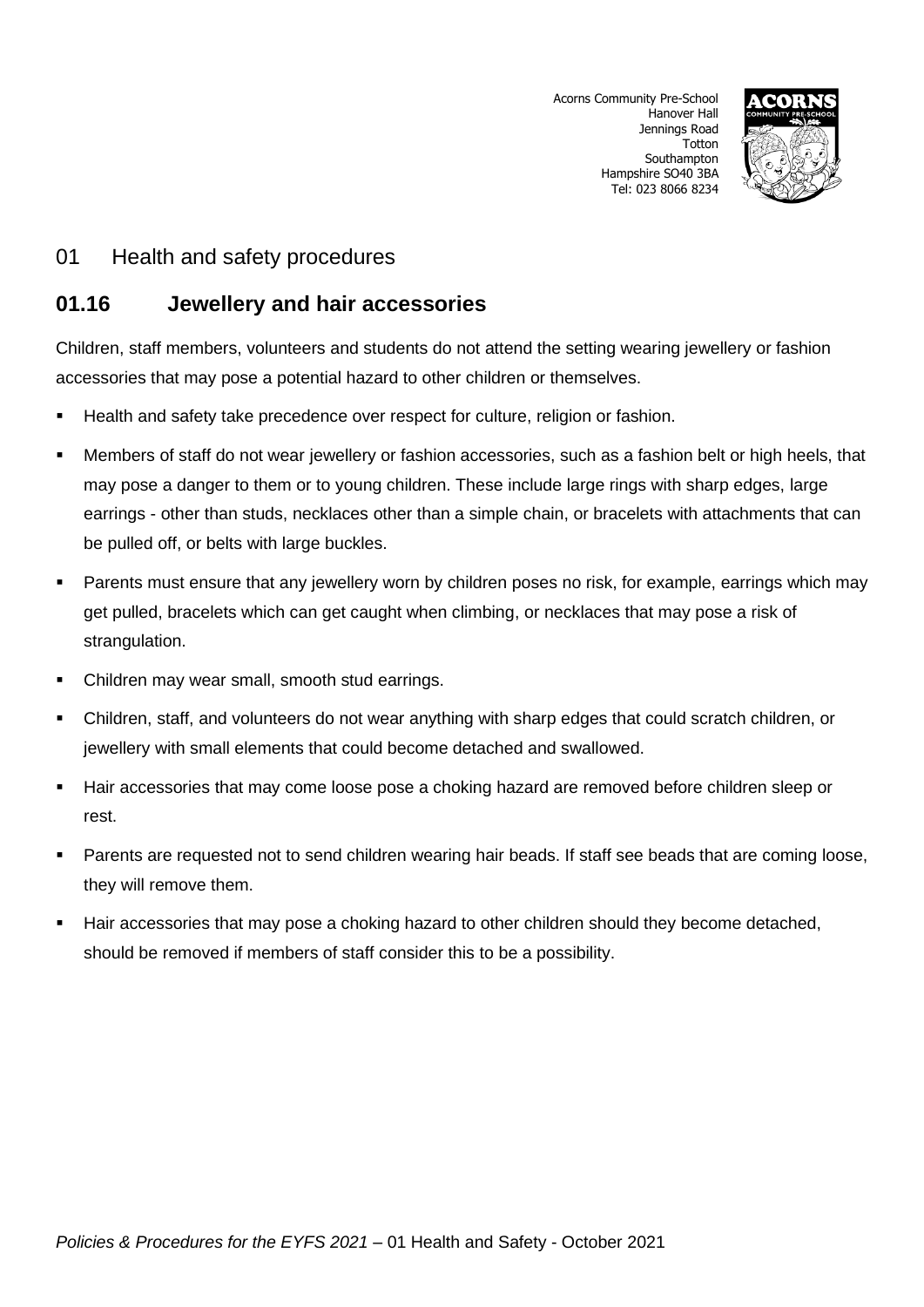Acorns Community Pre-School
Hanover Hall
Jennings Road
Totton
Southampton
Hampshire SO40 3BA
Tel: 023 8066 8234

## 01 Health and safety procedures

## 01.16 Jewellery and hair accessories

Children, staff members, volunteers and students do not attend the setting wearing jewellery or fashion accessories that may pose a potential hazard to other children or themselves.

- Health and safety take precedence over respect for culture, religion or fashion.
- Members of staff do not wear jewellery or fashion accessories, such as a fashion belt or high heels, that may pose a danger to them or to young children. These include large rings with sharp edges, large earrings - other than studs, necklaces other than a simple chain, or bracelets with attachments that can be pulled off, or belts with large buckles.
- Parents must ensure that any jewellery worn by children poses no risk, for example, earrings which may get pulled, bracelets which can get caught when climbing, or necklaces that may pose a risk of strangulation.
- Children may wear small, smooth stud earrings.
- Children, staff, and volunteers do not wear anything with sharp edges that could scratch children, or jewellery with small elements that could become detached and swallowed.
- Hair accessories that may come loose pose a choking hazard are removed before children sleep or rest.
- Parents are requested not to send children wearing hair beads. If staff see beads that are coming loose, they will remove them.
- Hair accessories that may pose a choking hazard to other children should they become detached, should be removed if members of staff consider this to be a possibility.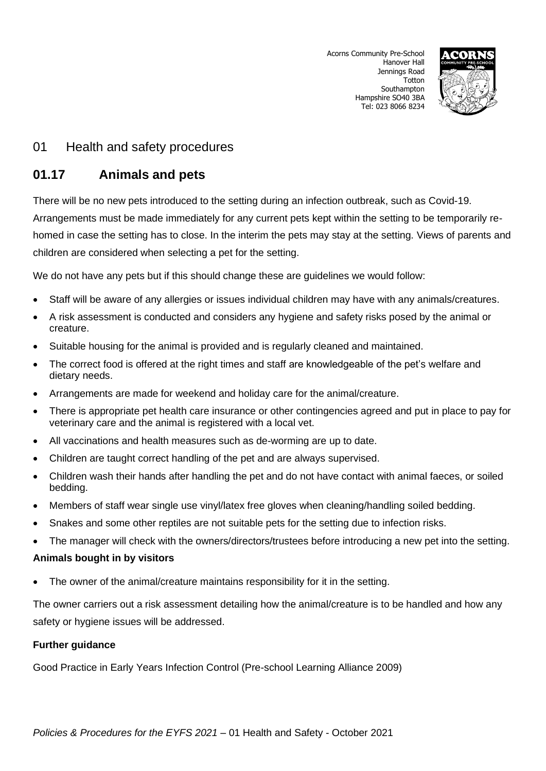Acorns Community Pre-School
Hanover Hall
Jennings Road
Totton
Southampton
Hampshire SO40 3BA
Tel: 023 8066 8234

## 01 Health and safety procedures

## 01.17 Animals and pets

There will be no new pets introduced to the setting during an infection outbreak, such as Covid-19. Arrangements must be made immediately for any current pets kept within the setting to be temporarily re-homed in case the setting has to close. In the interim the pets may stay at the setting. Views of parents and children are considered when selecting a pet for the setting.

We do not have any pets but if this should change these are guidelines we would follow:

- Staff will be aware of any allergies or issues individual children may have with any animals/creatures.
- A risk assessment is conducted and considers any hygiene and safety risks posed by the animal or creature.
- Suitable housing for the animal is provided and is regularly cleaned and maintained.
- The correct food is offered at the right times and staff are knowledgeable of the pet's welfare and dietary needs.
- Arrangements are made for weekend and holiday care for the animal/creature.
- There is appropriate pet health care insurance or other contingencies agreed and put in place to pay for veterinary care and the animal is registered with a local vet.
- All vaccinations and health measures such as de-worming are up to date.
- Children are taught correct handling of the pet and are always supervised.
- Children wash their hands after handling the pet and do not have contact with animal faeces, or soiled bedding.
- Members of staff wear single use vinyl/latex free gloves when cleaning/handling soiled bedding.
- Snakes and some other reptiles are not suitable pets for the setting due to infection risks.
- The manager will check with the owners/directors/trustees before introducing a new pet into the setting.

**Animals bought in by visitors**

- The owner of the animal/creature maintains responsibility for it in the setting.

The owner carriers out a risk assessment detailing how the animal/creature is to be handled and how any safety or hygiene issues will be addressed.

**Further guidance**

Good Practice in Early Years Infection Control (Pre-school Learning Alliance 2009)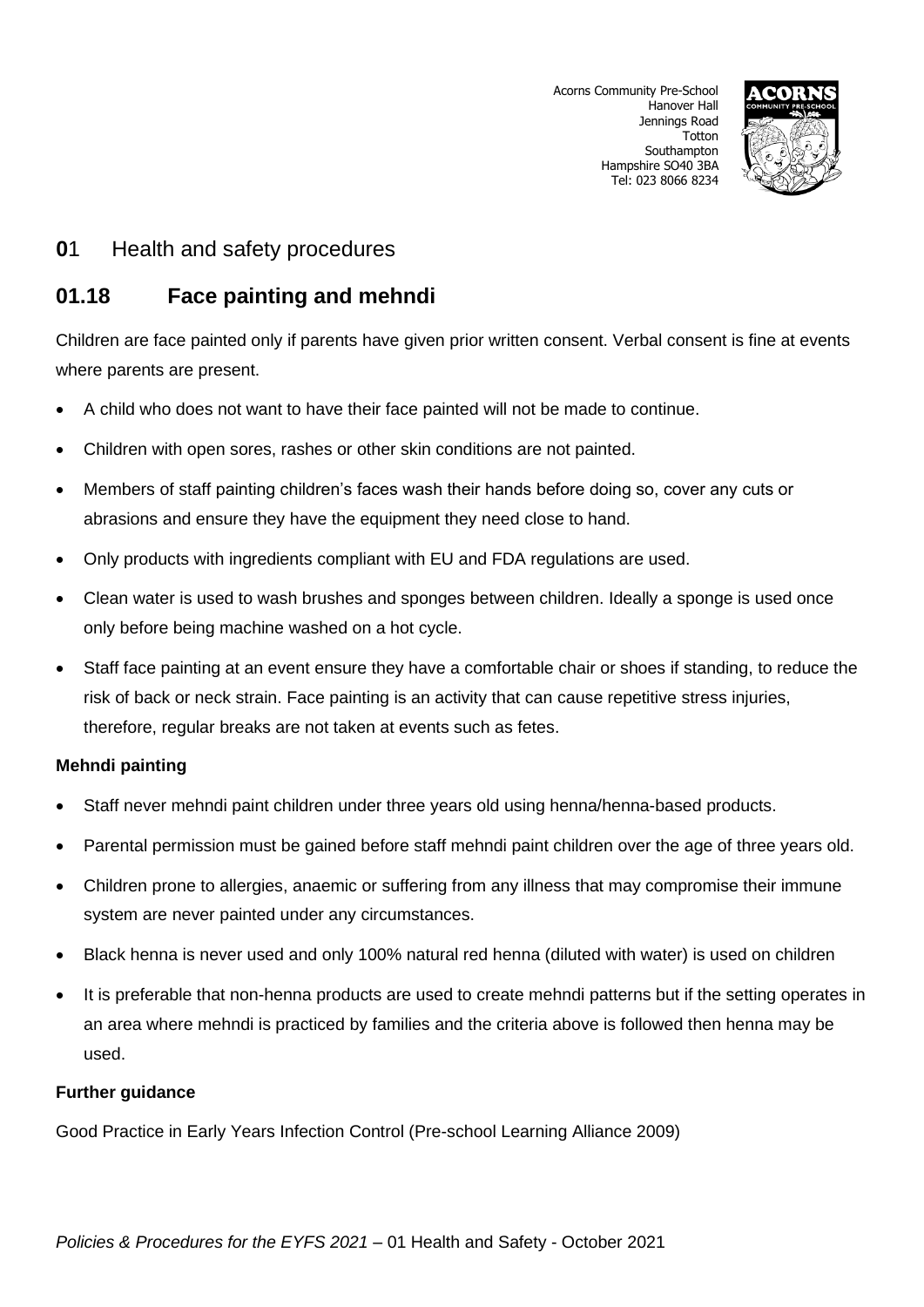Acorns Community Pre-School
Hanover Hall
Jennings Road
Totton
Southampton
Hampshire SO40 3BA
Tel: 023 8066 8234

## **0**1 Health and safety procedures

## 01.18 Face painting and mehndi

Children are face painted only if parents have given prior written consent. Verbal consent is fine at events where parents are present.

- A child who does not want to have their face painted will not be made to continue.
- Children with open sores, rashes or other skin conditions are not painted.
- Members of staff painting children's faces wash their hands before doing so, cover any cuts or abrasions and ensure they have the equipment they need close to hand.
- Only products with ingredients compliant with EU and FDA regulations are used.
- Clean water is used to wash brushes and sponges between children. Ideally a sponge is used once only before being machine washed on a hot cycle.
- Staff face painting at an event ensure they have a comfortable chair or shoes if standing, to reduce the risk of back or neck strain. Face painting is an activity that can cause repetitive stress injuries, therefore, regular breaks are not taken at events such as fetes.

**Mehndi painting**

- Staff never mehndi paint children under three years old using henna/henna-based products.
- Parental permission must be gained before staff mehndi paint children over the age of three years old.
- Children prone to allergies, anaemic or suffering from any illness that may compromise their immune system are never painted under any circumstances.
- Black henna is never used and only 100% natural red henna (diluted with water) is used on children
- It is preferable that non-henna products are used to create mehndi patterns but if the setting operates in an area where mehndi is practiced by families and the criteria above is followed then henna may be used.

**Further guidance**

Good Practice in Early Years Infection Control (Pre-school Learning Alliance 2009)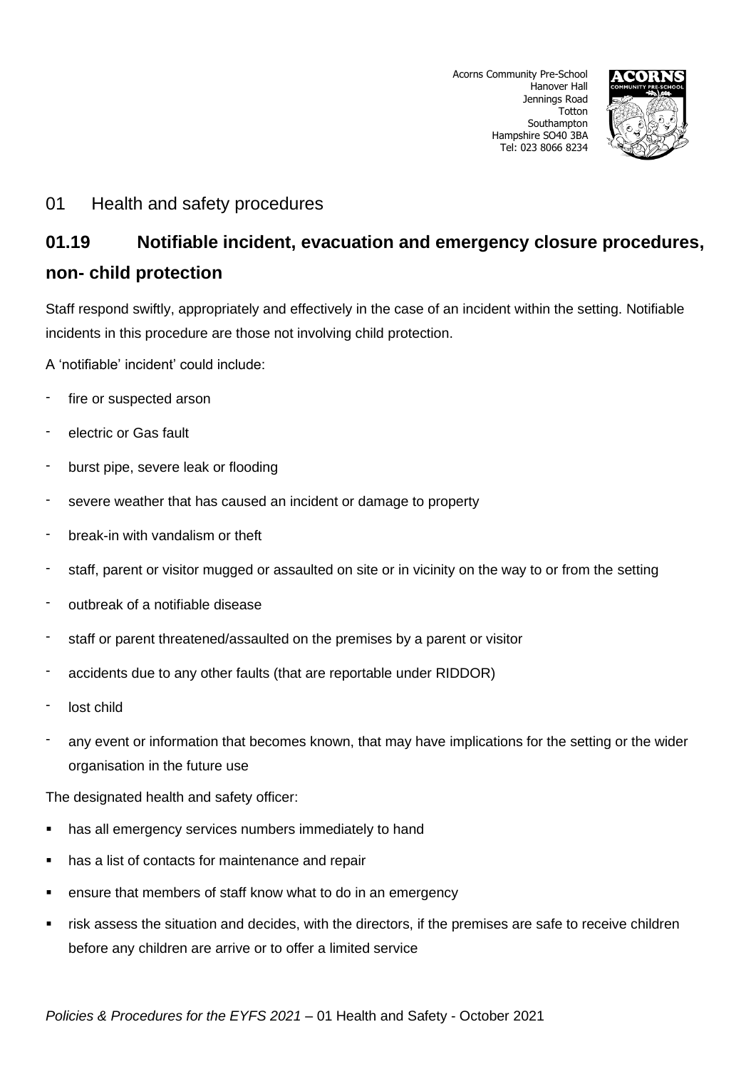Acorns Community Pre-School
Hanover Hall
Jennings Road
Totton
Southampton
Hampshire SO40 3BA
Tel: 023 8066 8234

## 01 Health and safety procedures

## 01.19 Notifiable incident, evacuation and emergency closure procedures, non- child protection

Staff respond swiftly, appropriately and effectively in the case of an incident within the setting. Notifiable incidents in this procedure are those not involving child protection.

A 'notifiable' incident' could include:

- fire or suspected arson
- electric or Gas fault
- burst pipe, severe leak or flooding
- severe weather that has caused an incident or damage to property
- break-in with vandalism or theft
- staff, parent or visitor mugged or assaulted on site or in vicinity on the way to or from the setting
- outbreak of a notifiable disease
- staff or parent threatened/assaulted on the premises by a parent or visitor
- accidents due to any other faults (that are reportable under RIDDOR)
- lost child
- any event or information that becomes known, that may have implications for the setting or the wider organisation in the future use

The designated health and safety officer:

- has all emergency services numbers immediately to hand
- has a list of contacts for maintenance and repair
- ensure that members of staff know what to do in an emergency
- risk assess the situation and decides, with the directors, if the premises are safe to receive children before any children are arrive or to offer a limited service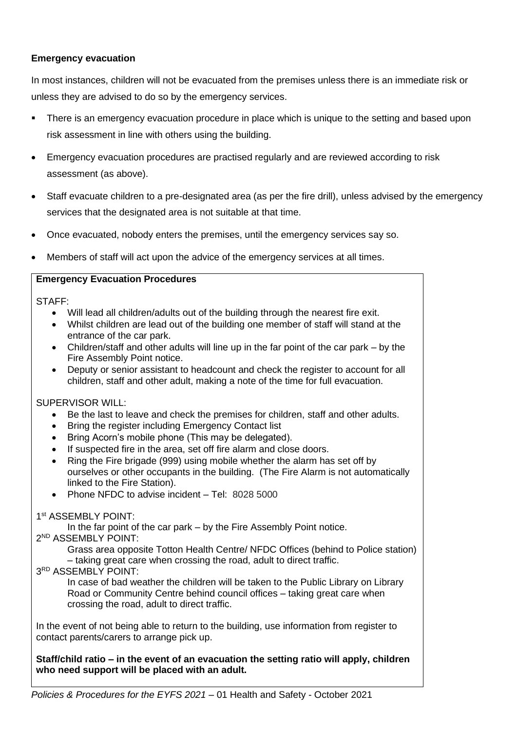**Emergency evacuation**

In most instances, children will not be evacuated from the premises unless there is an immediate risk or unless they are advised to do so by the emergency services.

- There is an emergency evacuation procedure in place which is unique to the setting and based upon risk assessment in line with others using the building.
- Emergency evacuation procedures are practised regularly and are reviewed according to risk assessment (as above).
- Staff evacuate children to a pre-designated area (as per the fire drill), unless advised by the emergency services that the designated area is not suitable at that time.
- Once evacuated, nobody enters the premises, until the emergency services say so.
- Members of staff will act upon the advice of the emergency services at all times.

**Emergency Evacuation Procedures**

STAFF:

- Will lead all children/adults out of the building through the nearest fire exit.
- Whilst children are lead out of the building one member of staff will stand at the entrance of the car park.
- Children/staff and other adults will line up in the far point of the car park – by the Fire Assembly Point notice.
- Deputy or senior assistant to headcount and check the register to account for all children, staff and other adult, making a note of the time for full evacuation.

SUPERVISOR WILL:

- Be the last to leave and check the premises for children, staff and other adults.
- Bring the register including Emergency Contact list
- Bring Acorn's mobile phone (This may be delegated).
- If suspected fire in the area, set off fire alarm and close doors.
- Ring the Fire brigade (999) using mobile whether the alarm has set off by ourselves or other occupants in the building. (The Fire Alarm is not automatically linked to the Fire Station).
- Phone NFDC to advise incident – Tel: 8028 5000

1st ASSEMBLY POINT:
In the far point of the car park – by the Fire Assembly Point notice.

2ND ASSEMBLY POINT:
Grass area opposite Totton Health Centre/ NFDC Offices (behind to Police station) – taking great care when crossing the road, adult to direct traffic.

3RD ASSEMBLY POINT:
In case of bad weather the children will be taken to the Public Library on Library Road or Community Centre behind council offices – taking great care when crossing the road, adult to direct traffic.

In the event of not being able to return to the building, use information from register to contact parents/carers to arrange pick up.

**Staff/child ratio – in the event of an evacuation the setting ratio will apply, children who need support will be placed with an adult.**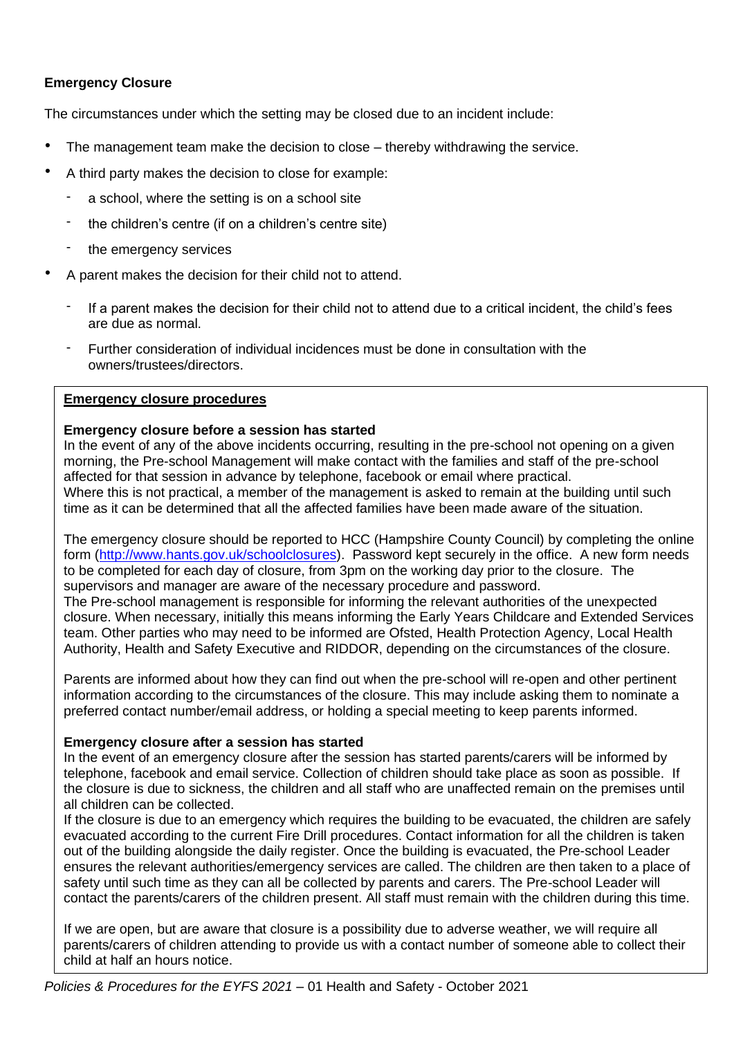**Emergency Closure**

The circumstances under which the setting may be closed due to an incident include:

- The management team make the decision to close – thereby withdrawing the service.
- A third party makes the decision to close for example:
  - a school, where the setting is on a school site
  - the children's centre (if on a children's centre site)
  - the emergency services
- A parent makes the decision for their child not to attend.
  - If a parent makes the decision for their child not to attend due to a critical incident, the child's fees are due as normal.
  - Further consideration of individual incidences must be done in consultation with the owners/trustees/directors.

**Emergency closure procedures**

**Emergency closure before a session has started**
In the event of any of the above incidents occurring, resulting in the pre-school not opening on a given morning, the Pre-school Management will make contact with the families and staff of the pre-school affected for that session in advance by telephone, facebook or email where practical.
Where this is not practical, a member of the management is asked to remain at the building until such time as it can be determined that all the affected families have been made aware of the situation.

The emergency closure should be reported to HCC (Hampshire County Council) by completing the online form (http://www.hants.gov.uk/schoolclosures). Password kept securely in the office. A new form needs to be completed for each day of closure, from 3pm on the working day prior to the closure. The supervisors and manager are aware of the necessary procedure and password.
The Pre-school management is responsible for informing the relevant authorities of the unexpected closure. When necessary, initially this means informing the Early Years Childcare and Extended Services team. Other parties who may need to be informed are Ofsted, Health Protection Agency, Local Health Authority, Health and Safety Executive and RIDDOR, depending on the circumstances of the closure.

Parents are informed about how they can find out when the pre-school will re-open and other pertinent information according to the circumstances of the closure. This may include asking them to nominate a preferred contact number/email address, or holding a special meeting to keep parents informed.

**Emergency closure after a session has started**
In the event of an emergency closure after the session has started parents/carers will be informed by telephone, facebook and email service. Collection of children should take place as soon as possible. If the closure is due to sickness, the children and all staff who are unaffected remain on the premises until all children can be collected.
If the closure is due to an emergency which requires the building to be evacuated, the children are safely evacuated according to the current Fire Drill procedures. Contact information for all the children is taken out of the building alongside the daily register. Once the building is evacuated, the Pre-school Leader ensures the relevant authorities/emergency services are called. The children are then taken to a place of safety until such time as they can all be collected by parents and carers. The Pre-school Leader will contact the parents/carers of the children present. All staff must remain with the children during this time.

If we are open, but are aware that closure is a possibility due to adverse weather, we will require all parents/carers of children attending to provide us with a contact number of someone able to collect their child at half an hours notice.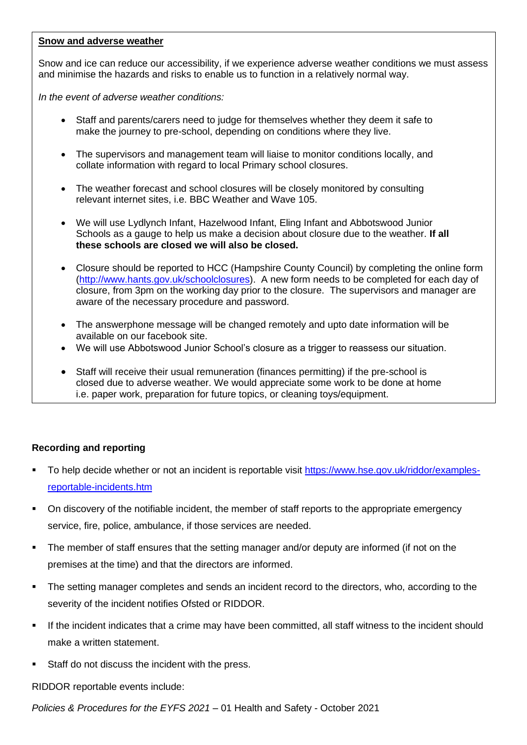**Snow and adverse weather**

Snow and ice can reduce our accessibility, if we experience adverse weather conditions we must assess and minimise the hazards and risks to enable us to function in a relatively normal way.

*In the event of adverse weather conditions:*

- Staff and parents/carers need to judge for themselves whether they deem it safe to make the journey to pre-school, depending on conditions where they live.
- The supervisors and management team will liaise to monitor conditions locally, and collate information with regard to local Primary school closures.
- The weather forecast and school closures will be closely monitored by consulting relevant internet sites, i.e. BBC Weather and Wave 105.
- We will use Lydlynch Infant, Hazelwood Infant, Eling Infant and Abbotswood Junior Schools as a gauge to help us make a decision about closure due to the weather. **If all these schools are closed we will also be closed.**
- Closure should be reported to HCC (Hampshire County Council) by completing the online form (http://www.hants.gov.uk/schoolclosures). A new form needs to be completed for each day of closure, from 3pm on the working day prior to the closure. The supervisors and manager are aware of the necessary procedure and password.
- The answerphone message will be changed remotely and upto date information will be available on our facebook site.
- We will use Abbotswood Junior School's closure as a trigger to reassess our situation.
- Staff will receive their usual remuneration (finances permitting) if the pre-school is closed due to adverse weather. We would appreciate some work to be done at home i.e. paper work, preparation for future topics, or cleaning toys/equipment.

**Recording and reporting**

- To help decide whether or not an incident is reportable visit https://www.hse.gov.uk/riddor/examples-reportable-incidents.htm
- On discovery of the notifiable incident, the member of staff reports to the appropriate emergency service, fire, police, ambulance, if those services are needed.
- The member of staff ensures that the setting manager and/or deputy are informed (if not on the premises at the time) and that the directors are informed.
- The setting manager completes and sends an incident record to the directors, who, according to the severity of the incident notifies Ofsted or RIDDOR.
- If the incident indicates that a crime may have been committed, all staff witness to the incident should make a written statement.
- Staff do not discuss the incident with the press.

RIDDOR reportable events include: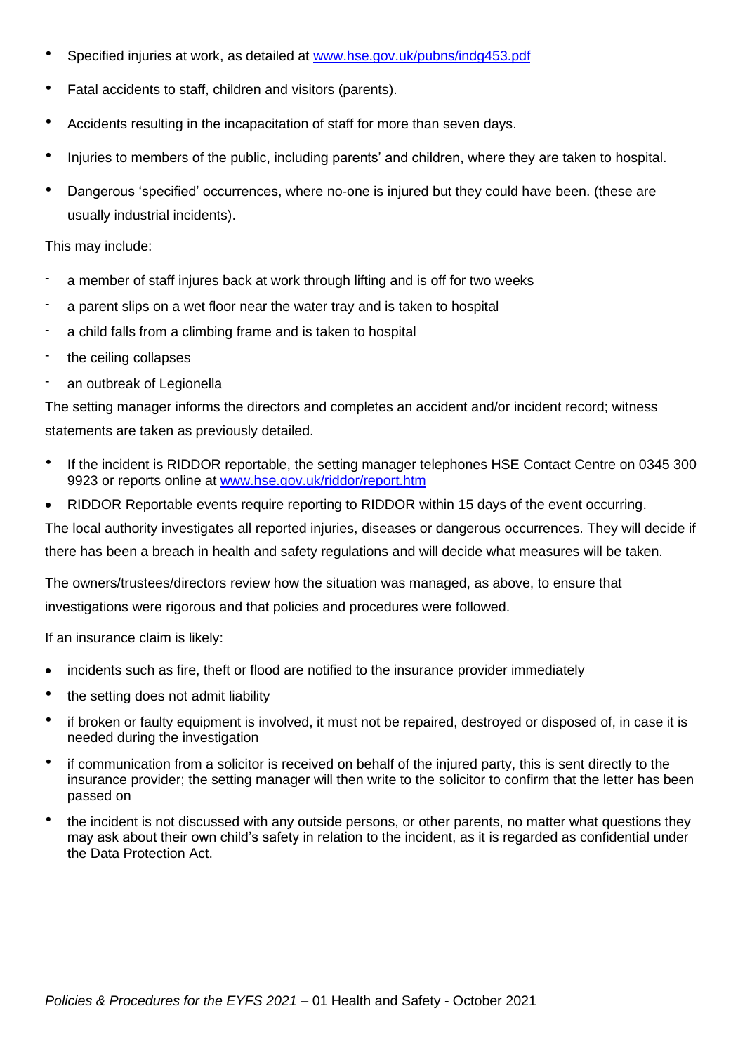- Specified injuries at work, as detailed at [www.hse.gov.uk/pubns/indg453.pdf](http://www.hse.gov.uk/pubns/indg453.pdf)
- Fatal accidents to staff, children and visitors (parents).
- Accidents resulting in the incapacitation of staff for more than seven days.
- Injuries to members of the public, including parents' and children, where they are taken to hospital.
- Dangerous 'specified' occurrences, where no-one is injured but they could have been. (these are usually industrial incidents).

This may include:

- a member of staff injures back at work through lifting and is off for two weeks
- a parent slips on a wet floor near the water tray and is taken to hospital
- a child falls from a climbing frame and is taken to hospital
- the ceiling collapses
- an outbreak of Legionella

The setting manager informs the directors and completes an accident and/or incident record; witness statements are taken as previously detailed.

- If the incident is RIDDOR reportable, the setting manager telephones HSE Contact Centre on 0345 300 9923 or reports online at [www.hse.gov.uk/riddor/report.htm](http://www.hse.gov.uk/riddor/report.htm)
- RIDDOR Reportable events require reporting to RIDDOR within 15 days of the event occurring.

The local authority investigates all reported injuries, diseases or dangerous occurrences. They will decide if there has been a breach in health and safety regulations and will decide what measures will be taken.

The owners/trustees/directors review how the situation was managed, as above, to ensure that investigations were rigorous and that policies and procedures were followed.

If an insurance claim is likely:

- incidents such as fire, theft or flood are notified to the insurance provider immediately
- the setting does not admit liability
- if broken or faulty equipment is involved, it must not be repaired, destroyed or disposed of, in case it is needed during the investigation
- if communication from a solicitor is received on behalf of the injured party, this is sent directly to the insurance provider; the setting manager will then write to the solicitor to confirm that the letter has been passed on
- the incident is not discussed with any outside persons, or other parents, no matter what questions they may ask about their own child's safety in relation to the incident, as it is regarded as confidential under the Data Protection Act.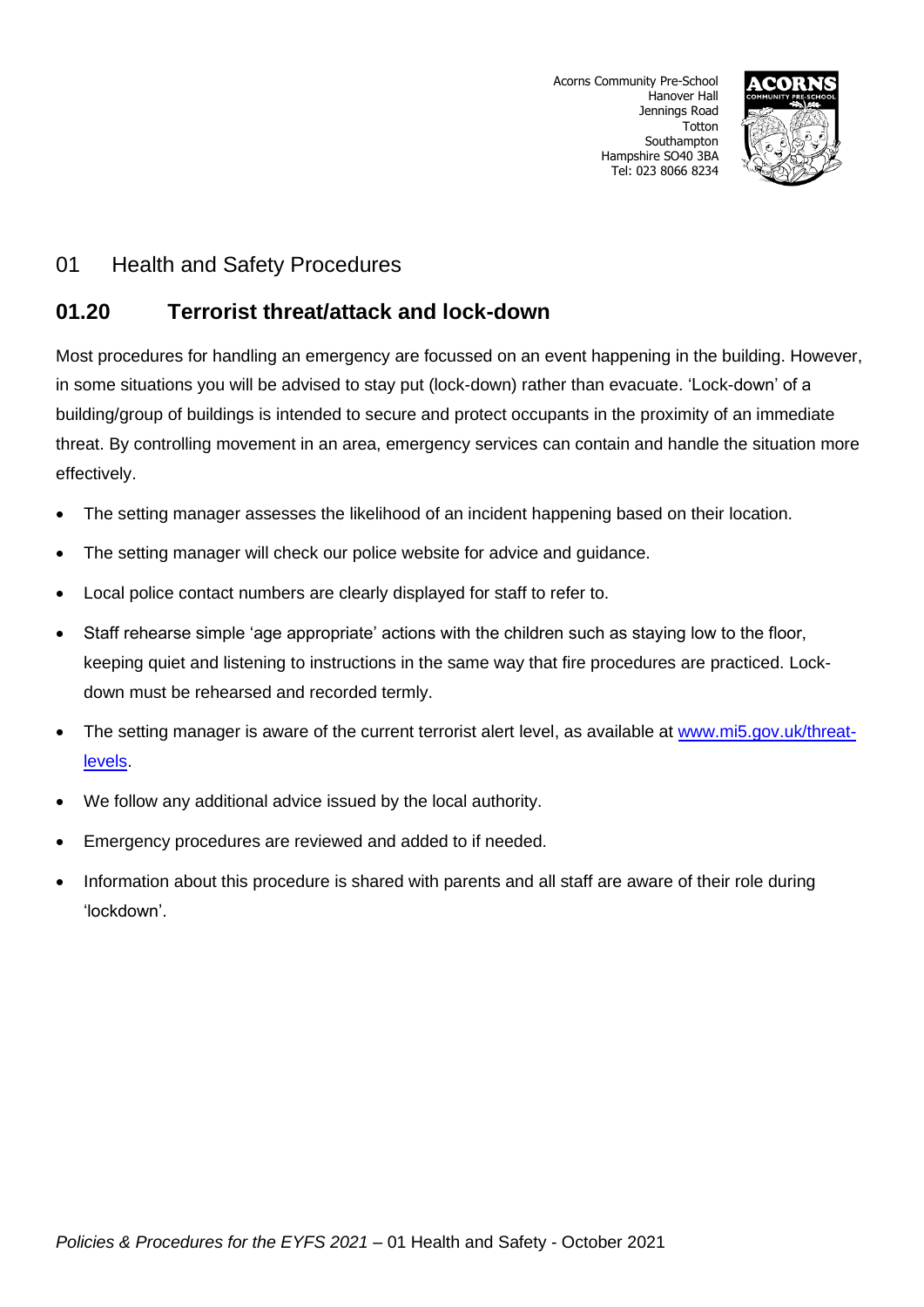Acorns Community Pre-School
Hanover Hall
Jennings Road
Totton
Southampton
Hampshire SO40 3BA
Tel: 023 8066 8234

## 01 Health and Safety Procedures

## 01.20 Terrorist threat/attack and lock-down

Most procedures for handling an emergency are focussed on an event happening in the building. However, in some situations you will be advised to stay put (lock-down) rather than evacuate. 'Lock-down' of a building/group of buildings is intended to secure and protect occupants in the proximity of an immediate threat. By controlling movement in an area, emergency services can contain and handle the situation more effectively.

- The setting manager assesses the likelihood of an incident happening based on their location.
- The setting manager will check our police website for advice and guidance.
- Local police contact numbers are clearly displayed for staff to refer to.
- Staff rehearse simple 'age appropriate' actions with the children such as staying low to the floor, keeping quiet and listening to instructions in the same way that fire procedures are practiced. Lock-down must be rehearsed and recorded termly.
- The setting manager is aware of the current terrorist alert level, as available at [www.mi5.gov.uk/threat-levels](www.mi5.gov.uk/threat-levels).
- We follow any additional advice issued by the local authority.
- Emergency procedures are reviewed and added to if needed.
- Information about this procedure is shared with parents and all staff are aware of their role during 'lockdown'.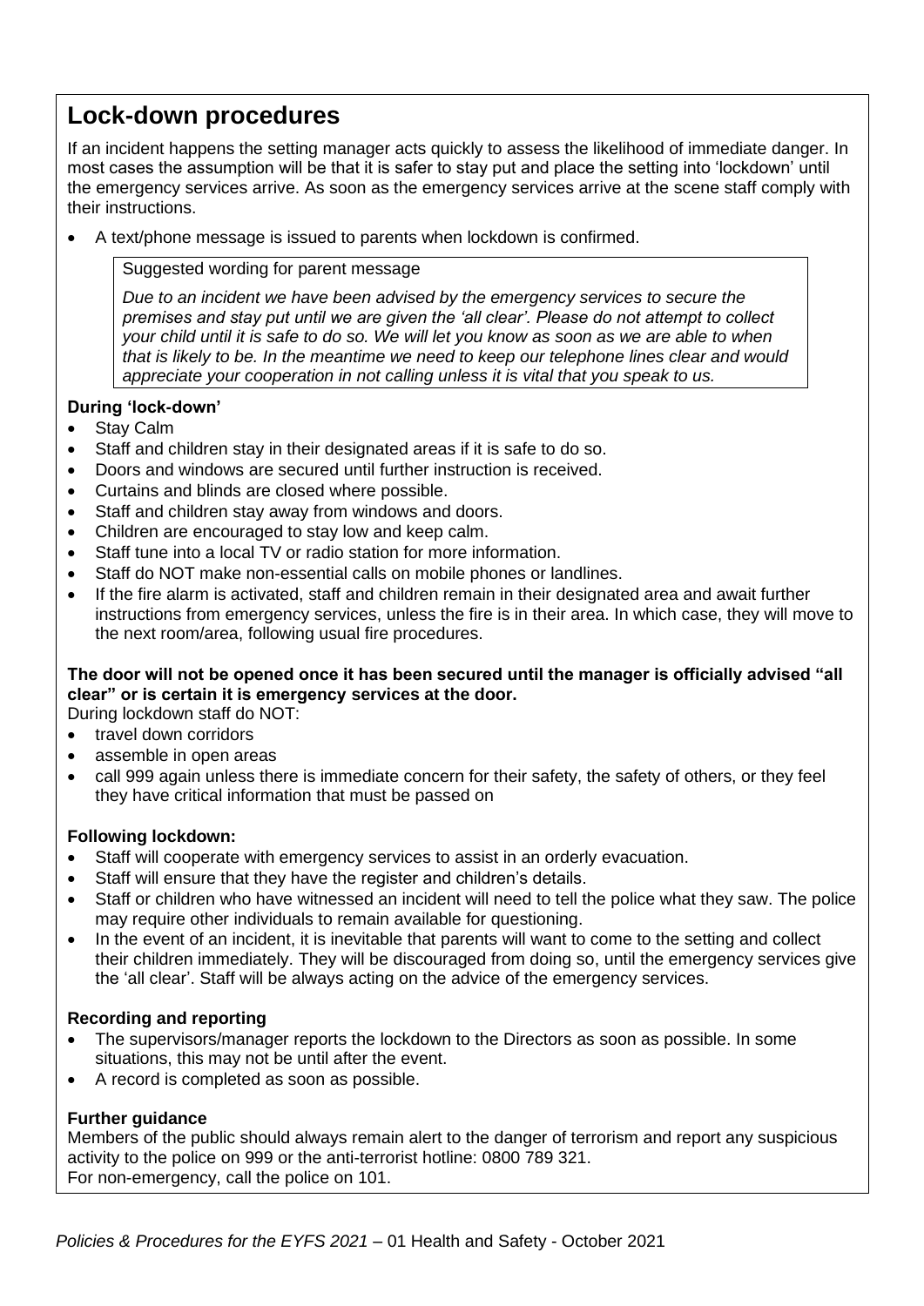## Lock-down procedures

If an incident happens the setting manager acts quickly to assess the likelihood of immediate danger. In most cases the assumption will be that it is safer to stay put and place the setting into 'lockdown' until the emergency services arrive. As soon as the emergency services arrive at the scene staff comply with their instructions.

- A text/phone message is issued to parents when lockdown is confirmed.

> Suggested wording for parent message
>
> *Due to an incident we have been advised by the emergency services to secure the premises and stay put until we are given the 'all clear'. Please do not attempt to collect your child until it is safe to do so. We will let you know as soon as we are able to when that is likely to be. In the meantime we need to keep our telephone lines clear and would appreciate your cooperation in not calling unless it is vital that you speak to us.*

### During 'lock-down'

- Stay Calm
- Staff and children stay in their designated areas if it is safe to do so.
- Doors and windows are secured until further instruction is received.
- Curtains and blinds are closed where possible.
- Staff and children stay away from windows and doors.
- Children are encouraged to stay low and keep calm.
- Staff tune into a local TV or radio station for more information.
- Staff do NOT make non-essential calls on mobile phones or landlines.
- If the fire alarm is activated, staff and children remain in their designated area and await further instructions from emergency services, unless the fire is in their area. In which case, they will move to the next room/area, following usual fire procedures.

**The door will not be opened once it has been secured until the manager is officially advised "all clear" or is certain it is emergency services at the door.**

During lockdown staff do NOT:

- travel down corridors
- assemble in open areas
- call 999 again unless there is immediate concern for their safety, the safety of others, or they feel they have critical information that must be passed on

### Following lockdown:

- Staff will cooperate with emergency services to assist in an orderly evacuation.
- Staff will ensure that they have the register and children's details.
- Staff or children who have witnessed an incident will need to tell the police what they saw. The police may require other individuals to remain available for questioning.
- In the event of an incident, it is inevitable that parents will want to come to the setting and collect their children immediately. They will be discouraged from doing so, until the emergency services give the 'all clear'. Staff will be always acting on the advice of the emergency services.

### Recording and reporting

- The supervisors/manager reports the lockdown to the Directors as soon as possible. In some situations, this may not be until after the event.
- A record is completed as soon as possible.

### Further guidance

Members of the public should always remain alert to the danger of terrorism and report any suspicious activity to the police on 999 or the anti-terrorist hotline: 0800 789 321.
For non-emergency, call the police on 101.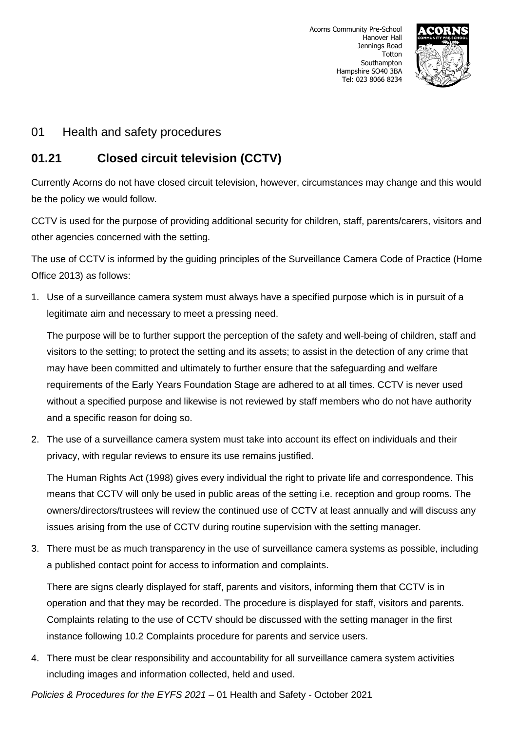## 01 Health and safety procedures

## 01.21 Closed circuit television (CCTV)

Currently Acorns do not have closed circuit television, however, circumstances may change and this would be the policy we would follow.

CCTV is used for the purpose of providing additional security for children, staff, parents/carers, visitors and other agencies concerned with the setting.

The use of CCTV is informed by the guiding principles of the Surveillance Camera Code of Practice (Home Office 2013) as follows:

1. Use of a surveillance camera system must always have a specified purpose which is in pursuit of a legitimate aim and necessary to meet a pressing need.

   The purpose will be to further support the perception of the safety and well-being of children, staff and visitors to the setting; to protect the setting and its assets; to assist in the detection of any crime that may have been committed and ultimately to further ensure that the safeguarding and welfare requirements of the Early Years Foundation Stage are adhered to at all times. CCTV is never used without a specified purpose and likewise is not reviewed by staff members who do not have authority and a specific reason for doing so.

2. The use of a surveillance camera system must take into account its effect on individuals and their privacy, with regular reviews to ensure its use remains justified.

   The Human Rights Act (1998) gives every individual the right to private life and correspondence. This means that CCTV will only be used in public areas of the setting i.e. reception and group rooms. The owners/directors/trustees will review the continued use of CCTV at least annually and will discuss any issues arising from the use of CCTV during routine supervision with the setting manager.

3. There must be as much transparency in the use of surveillance camera systems as possible, including a published contact point for access to information and complaints.

   There are signs clearly displayed for staff, parents and visitors, informing them that CCTV is in operation and that they may be recorded. The procedure is displayed for staff, visitors and parents. Complaints relating to the use of CCTV should be discussed with the setting manager in the first instance following 10.2 Complaints procedure for parents and service users.

4. There must be clear responsibility and accountability for all surveillance camera system activities including images and information collected, held and used.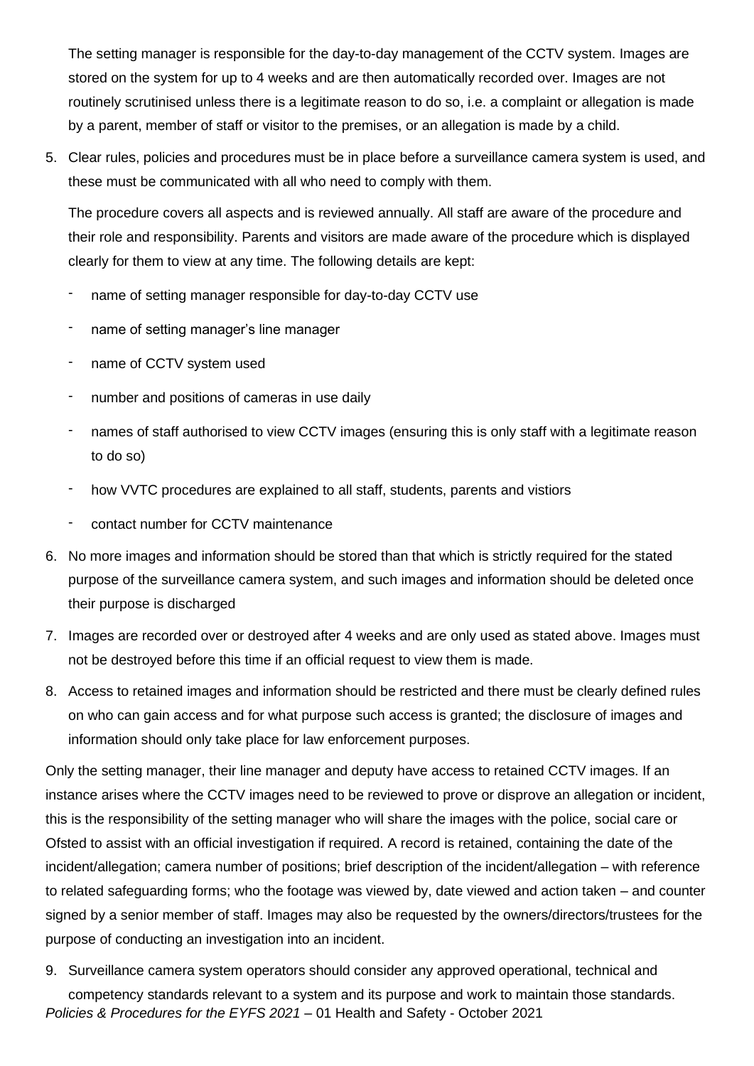The setting manager is responsible for the day-to-day management of the CCTV system. Images are stored on the system for up to 4 weeks and are then automatically recorded over. Images are not routinely scrutinised unless there is a legitimate reason to do so, i.e. a complaint or allegation is made by a parent, member of staff or visitor to the premises, or an allegation is made by a child.

5. Clear rules, policies and procedures must be in place before a surveillance camera system is used, and these must be communicated with all who need to comply with them.

   The procedure covers all aspects and is reviewed annually. All staff are aware of the procedure and their role and responsibility. Parents and visitors are made aware of the procedure which is displayed clearly for them to view at any time. The following details are kept:

   - name of setting manager responsible for day-to-day CCTV use
   - name of setting manager's line manager
   - name of CCTV system used
   - number and positions of cameras in use daily
   - names of staff authorised to view CCTV images (ensuring this is only staff with a legitimate reason to do so)
   - how VVTC procedures are explained to all staff, students, parents and vistiors
   - contact number for CCTV maintenance

6. No more images and information should be stored than that which is strictly required for the stated purpose of the surveillance camera system, and such images and information should be deleted once their purpose is discharged

7. Images are recorded over or destroyed after 4 weeks and are only used as stated above. Images must not be destroyed before this time if an official request to view them is made.

8. Access to retained images and information should be restricted and there must be clearly defined rules on who can gain access and for what purpose such access is granted; the disclosure of images and information should only take place for law enforcement purposes.

Only the setting manager, their line manager and deputy have access to retained CCTV images. If an instance arises where the CCTV images need to be reviewed to prove or disprove an allegation or incident, this is the responsibility of the setting manager who will share the images with the police, social care or Ofsted to assist with an official investigation if required. A record is retained, containing the date of the incident/allegation; camera number of positions; brief description of the incident/allegation – with reference to related safeguarding forms; who the footage was viewed by, date viewed and action taken – and counter signed by a senior member of staff. Images may also be requested by the owners/directors/trustees for the purpose of conducting an investigation into an incident.

9. Surveillance camera system operators should consider any approved operational, technical and competency standards relevant to a system and its purpose and work to maintain those standards.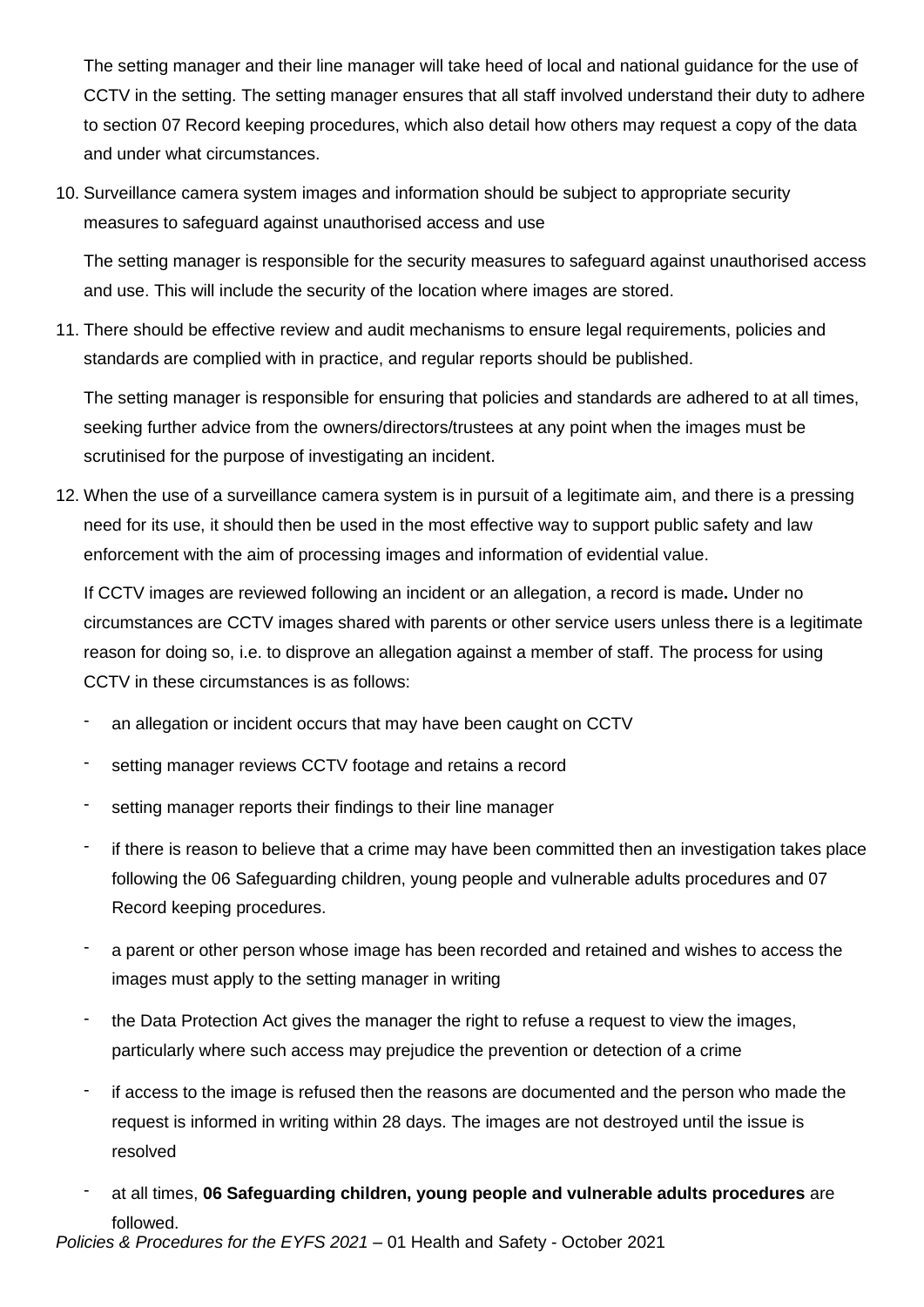The setting manager and their line manager will take heed of local and national guidance for the use of CCTV in the setting. The setting manager ensures that all staff involved understand their duty to adhere to section 07 Record keeping procedures, which also detail how others may request a copy of the data and under what circumstances.

10. Surveillance camera system images and information should be subject to appropriate security measures to safeguard against unauthorised access and use

    The setting manager is responsible for the security measures to safeguard against unauthorised access and use. This will include the security of the location where images are stored.

11. There should be effective review and audit mechanisms to ensure legal requirements, policies and standards are complied with in practice, and regular reports should be published.

    The setting manager is responsible for ensuring that policies and standards are adhered to at all times, seeking further advice from the owners/directors/trustees at any point when the images must be scrutinised for the purpose of investigating an incident.

12. When the use of a surveillance camera system is in pursuit of a legitimate aim, and there is a pressing need for its use, it should then be used in the most effective way to support public safety and law enforcement with the aim of processing images and information of evidential value.

    If CCTV images are reviewed following an incident or an allegation, a record is made**.** Under no circumstances are CCTV images shared with parents or other service users unless there is a legitimate reason for doing so, i.e. to disprove an allegation against a member of staff. The process for using CCTV in these circumstances is as follows:

    - an allegation or incident occurs that may have been caught on CCTV
    - setting manager reviews CCTV footage and retains a record
    - setting manager reports their findings to their line manager
    - if there is reason to believe that a crime may have been committed then an investigation takes place following the 06 Safeguarding children, young people and vulnerable adults procedures and 07 Record keeping procedures.
    - a parent or other person whose image has been recorded and retained and wishes to access the images must apply to the setting manager in writing
    - the Data Protection Act gives the manager the right to refuse a request to view the images, particularly where such access may prejudice the prevention or detection of a crime
    - if access to the image is refused then the reasons are documented and the person who made the request is informed in writing within 28 days. The images are not destroyed until the issue is resolved
    - at all times, **06 Safeguarding children, young people and vulnerable adults procedures** are followed.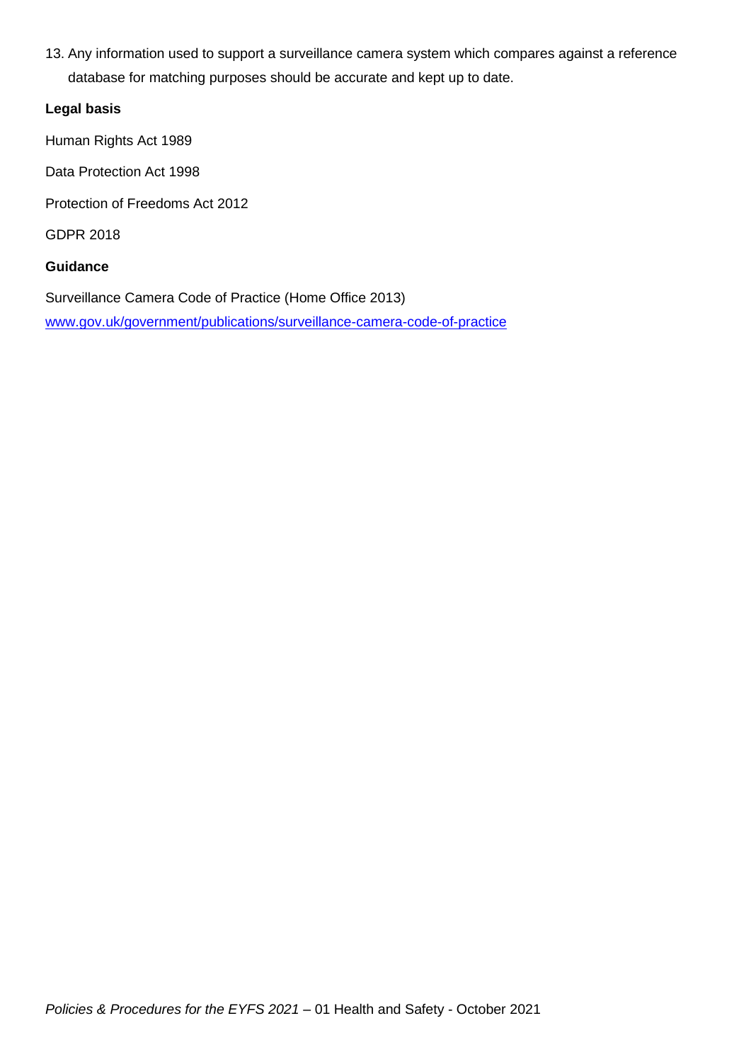13. Any information used to support a surveillance camera system which compares against a reference database for matching purposes should be accurate and kept up to date.

**Legal basis**

Human Rights Act 1989

Data Protection Act 1998

Protection of Freedoms Act 2012

GDPR 2018

**Guidance**

Surveillance Camera Code of Practice (Home Office 2013)
[www.gov.uk/government/publications/surveillance-camera-code-of-practice](www.gov.uk/government/publications/surveillance-camera-code-of-practice)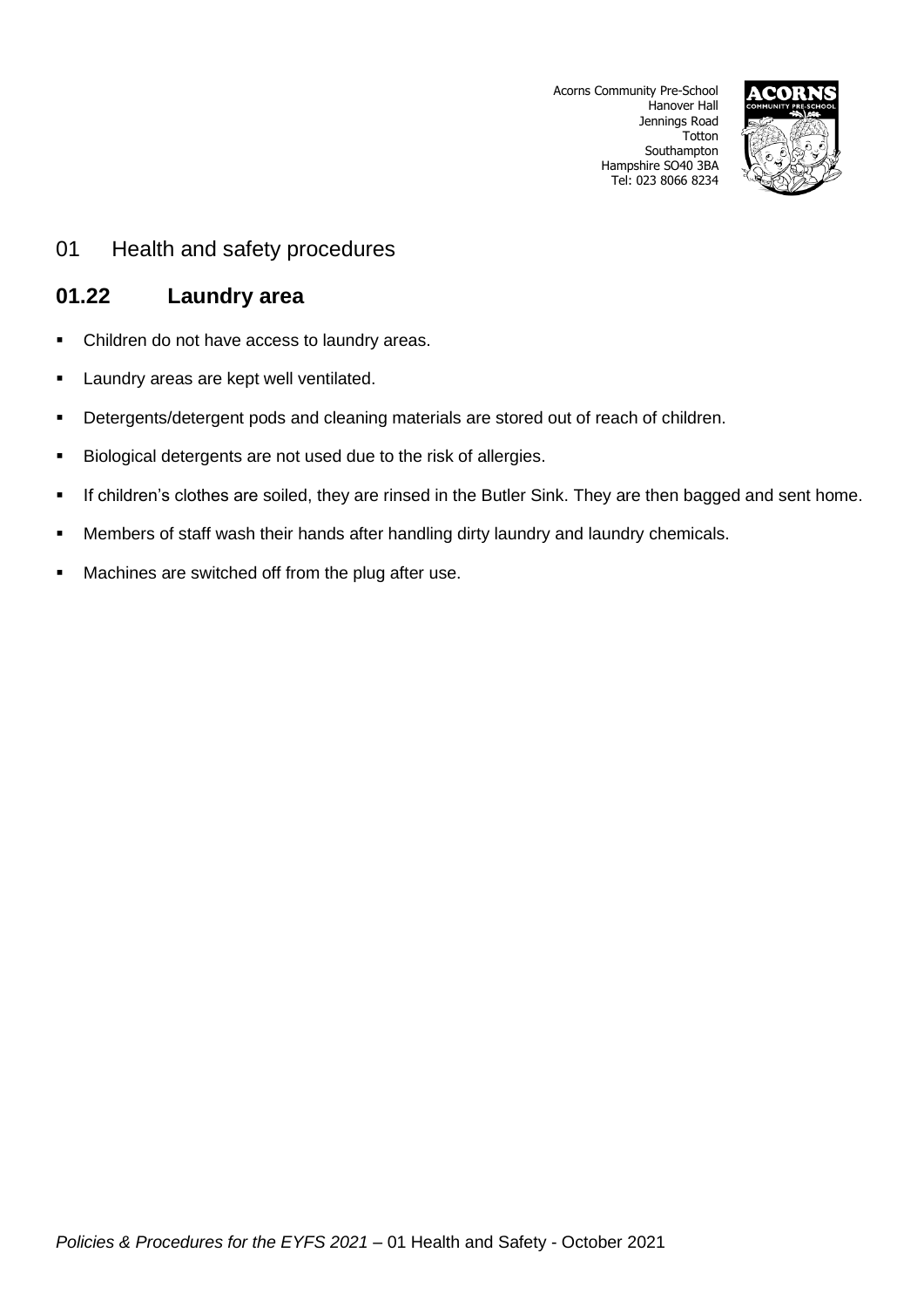Acorns Community Pre-School
Hanover Hall
Jennings Road
Totton
Southampton
Hampshire SO40 3BA
Tel: 023 8066 8234

## 01 Health and safety procedures

## 01.22 Laundry area

- Children do not have access to laundry areas.
- Laundry areas are kept well ventilated.
- Detergents/detergent pods and cleaning materials are stored out of reach of children.
- Biological detergents are not used due to the risk of allergies.
- If children's clothes are soiled, they are rinsed in the Butler Sink. They are then bagged and sent home.
- Members of staff wash their hands after handling dirty laundry and laundry chemicals.
- Machines are switched off from the plug after use.